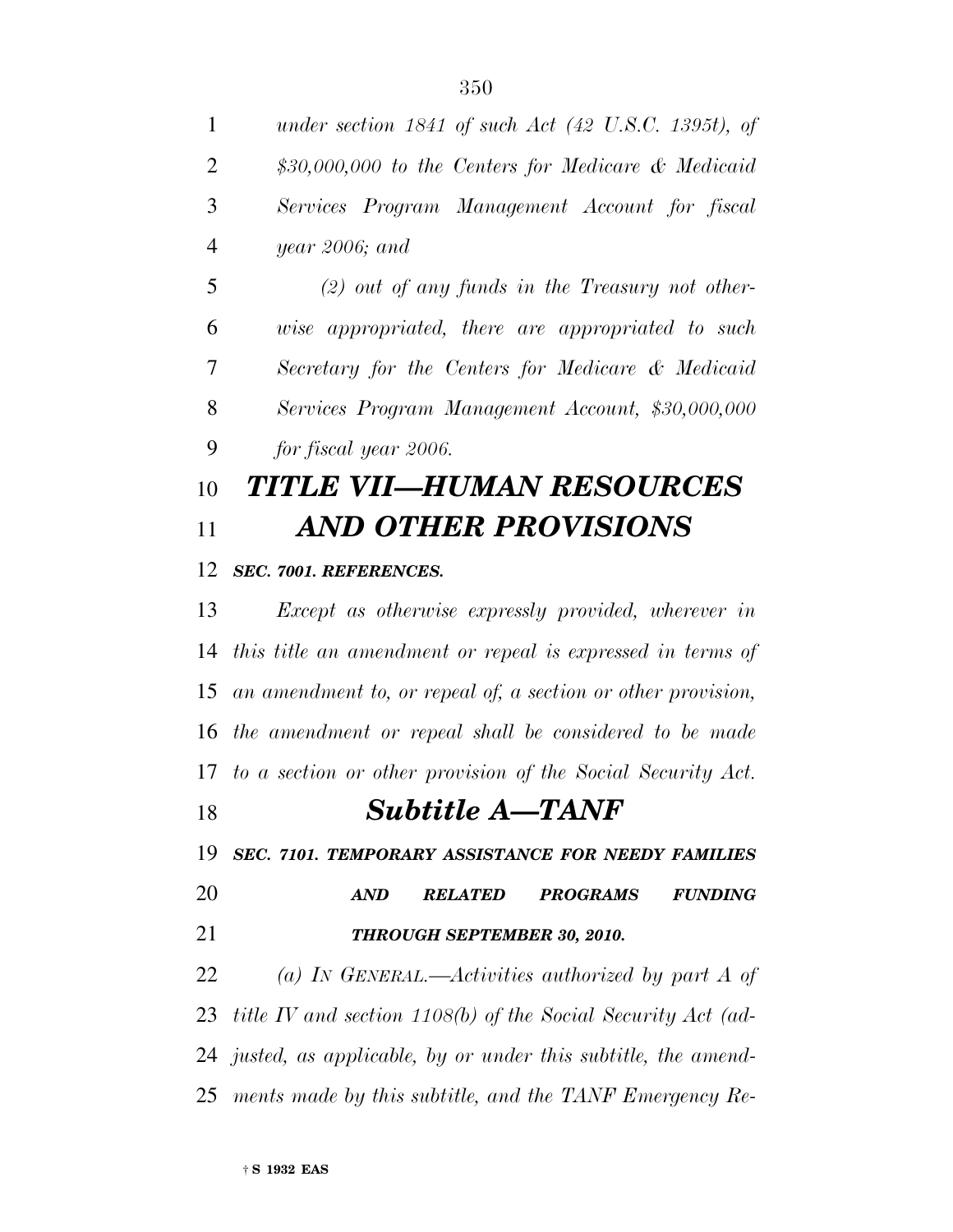*under section 1841 of such Act (42 U.S.C. 1395t), of $30,000,000 to the Centers for Medicare & Medicaid Services Program Management Account for fiscal year 2006; and*

*(2) out of any funds in the Treasury not otherwise appropriated, there are appropriated to such Secretary for the Centers for Medicare & Medicaid Services Program Management Account, $30,000,000 for fiscal year 2006.*

# *TITLE VII—HUMAN RESOURCES AND OTHER PROVISIONS*

***SEC. 7001. REFERENCES.***

*Except as otherwise expressly provided, wherever in this title an amendment or repeal is expressed in terms of an amendment to, or repeal of, a section or other provision, the amendment or repeal shall be considered to be made to a section or other provision of the Social Security Act.*

## *Subtitle A—TANF*

***SEC. 7101. TEMPORARY ASSISTANCE FOR NEEDY FAMILIES AND RELATED PROGRAMS FUNDING THROUGH SEPTEMBER 30, 2010.***

*(a) IN GENERAL.—Activities authorized by part A of title IV and section 1108(b) of the Social Security Act (adjusted, as applicable, by or under this subtitle, the amendments made by this subtitle, and the TANF Emergency Re-*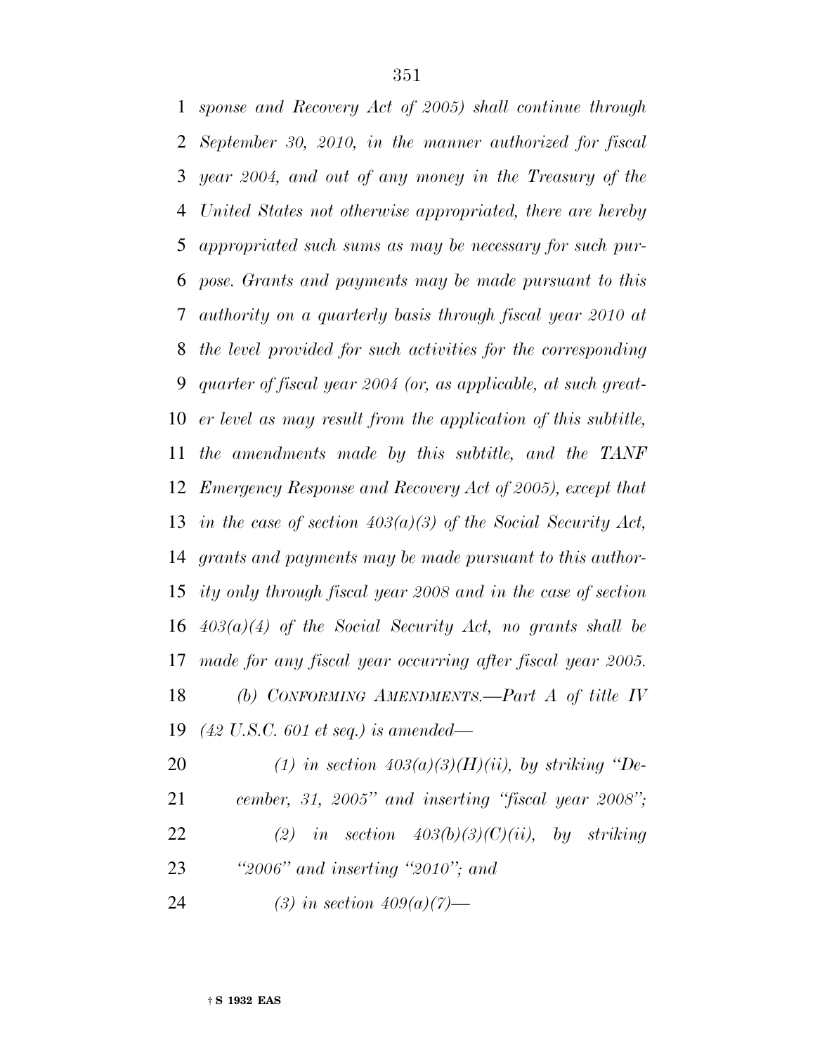*sponse and Recovery Act of 2005) shall continue through September 30, 2010, in the manner authorized for fiscal year 2004, and out of any money in the Treasury of the United States not otherwise appropriated, there are hereby appropriated such sums as may be necessary for such purpose. Grants and payments may be made pursuant to this authority on a quarterly basis through fiscal year 2010 at the level provided for such activities for the corresponding quarter of fiscal year 2004 (or, as applicable, at such greater level as may result from the application of this subtitle, the amendments made by this subtitle, and the TANF Emergency Response and Recovery Act of 2005), except that in the case of section 403(a)(3) of the Social Security Act, grants and payments may be made pursuant to this authority only through fiscal year 2008 and in the case of section 403(a)(4) of the Social Security Act, no grants shall be made for any fiscal year occurring after fiscal year 2005.*

*(b) CONFORMING AMENDMENTS.—Part A of title IV (42 U.S.C. 601 et seq.) is amended—*

*(1) in section 403(a)(3)(H)(ii), by striking "December, 31, 2005" and inserting "fiscal year 2008";*

*(2) in section 403(b)(3)(C)(ii), by striking "2006" and inserting "2010"; and*

*(3) in section 409(a)(7)—*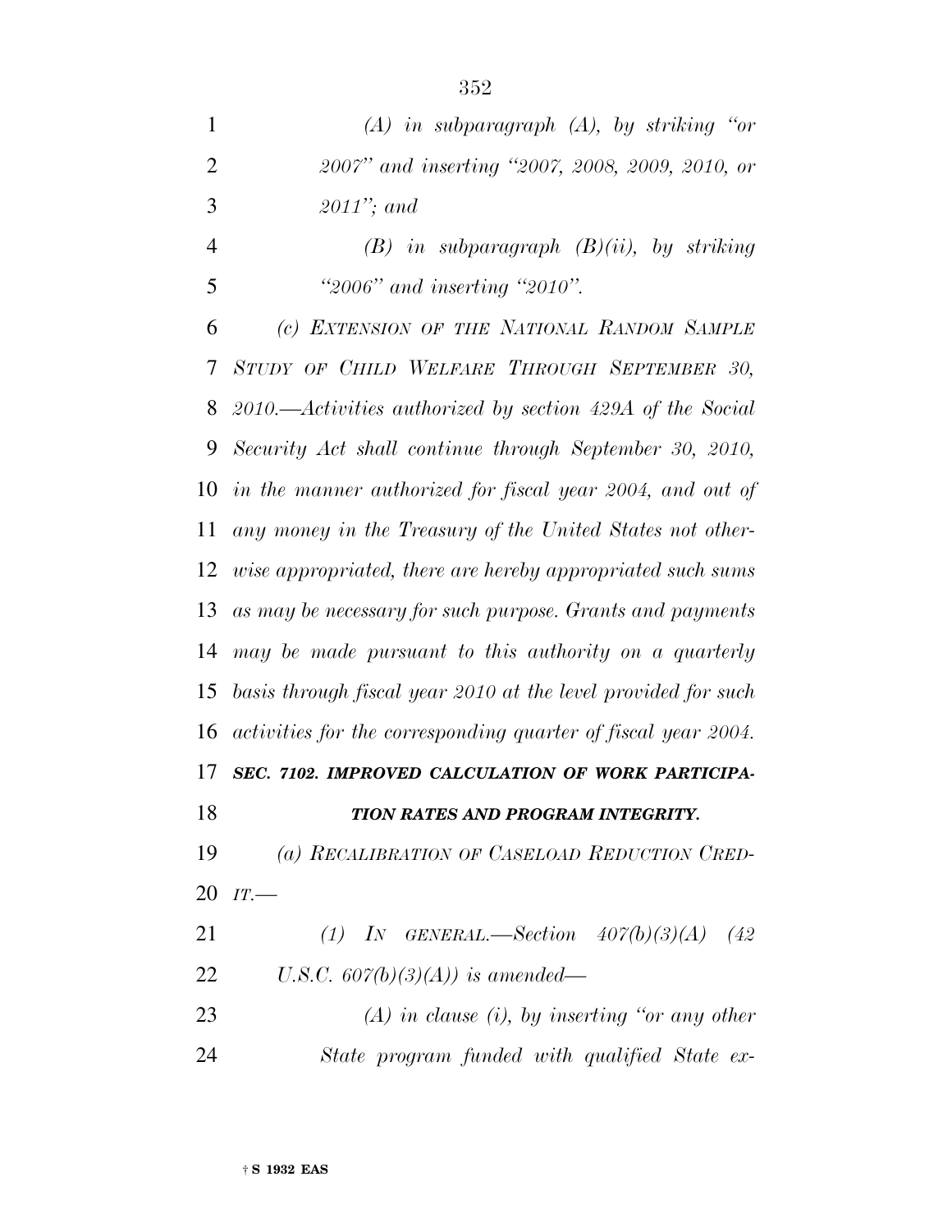*(A) in subparagraph (A), by striking "or 2007" and inserting "2007, 2008, 2009, 2010, or 2011"; and*

*(B) in subparagraph (B)(ii), by striking "2006" and inserting "2010".*

*(c) EXTENSION OF THE NATIONAL RANDOM SAMPLE STUDY OF CHILD WELFARE THROUGH SEPTEMBER 30, 2010.—Activities authorized by section 429A of the Social Security Act shall continue through September 30, 2010, in the manner authorized for fiscal year 2004, and out of any money in the Treasury of the United States not otherwise appropriated, there are hereby appropriated such sums as may be necessary for such purpose. Grants and payments may be made pursuant to this authority on a quarterly basis through fiscal year 2010 at the level provided for such activities for the corresponding quarter of fiscal year 2004.*

***SEC. 7102. IMPROVED CALCULATION OF WORK PARTICIPATION RATES AND PROGRAM INTEGRITY.***

*(a) RECALIBRATION OF CASELOAD REDUCTION CREDIT.—*

*(1) IN GENERAL.—Section 407(b)(3)(A) (42 U.S.C. 607(b)(3)(A)) is amended—*

*(A) in clause (i), by inserting "or any other State program funded with qualified State ex-*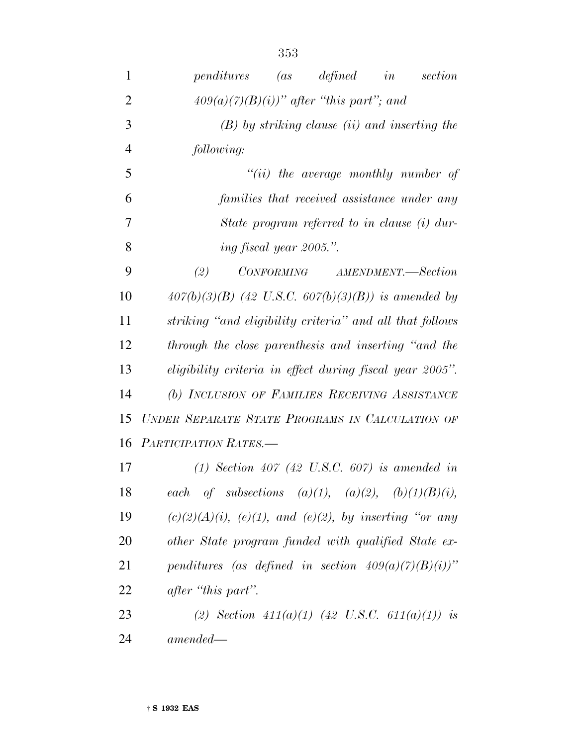*penditures (as defined in section 409(a)(7)(B)(i))" after "this part"; and*

*(B) by striking clause (ii) and inserting the following:*

*"(ii) the average monthly number of families that received assistance under any State program referred to in clause (i) during fiscal year 2005.".*

*(2) CONFORMING AMENDMENT.—Section 407(b)(3)(B) (42 U.S.C. 607(b)(3)(B)) is amended by striking "and eligibility criteria" and all that follows through the close parenthesis and inserting "and the eligibility criteria in effect during fiscal year 2005".*

*(b) INCLUSION OF FAMILIES RECEIVING ASSISTANCE UNDER SEPARATE STATE PROGRAMS IN CALCULATION OF PARTICIPATION RATES.—*

*(1) Section 407 (42 U.S.C. 607) is amended in each of subsections (a)(1), (a)(2), (b)(1)(B)(i), (c)(2)(A)(i), (e)(1), and (e)(2), by inserting "or any other State program funded with qualified State expenditures (as defined in section 409(a)(7)(B)(i))" after "this part".*

*(2) Section 411(a)(1) (42 U.S.C. 611(a)(1)) is amended—*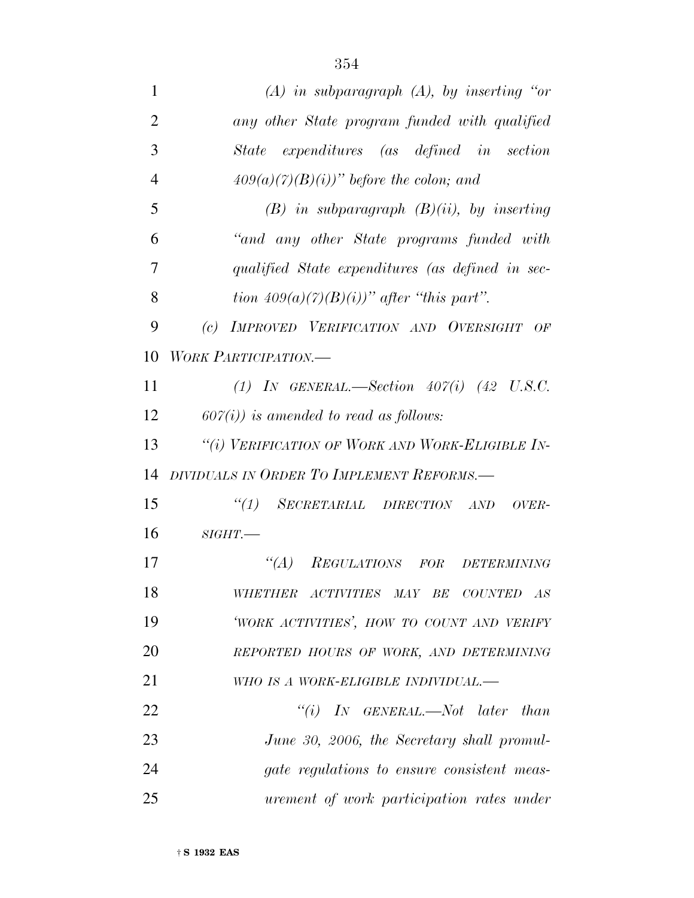*(A) in subparagraph (A), by inserting "or any other State program funded with qualified State expenditures (as defined in section 409(a)(7)(B)(i))" before the colon; and*

*(B) in subparagraph (B)(ii), by inserting "and any other State programs funded with qualified State expenditures (as defined in section 409(a)(7)(B)(i))" after "this part".*

*(c) IMPROVED VERIFICATION AND OVERSIGHT OF WORK PARTICIPATION.—*

*(1) IN GENERAL.—Section 407(i) (42 U.S.C. 607(i)) is amended to read as follows:*

*"(i) VERIFICATION OF WORK AND WORK-ELIGIBLE INDIVIDUALS IN ORDER TO IMPLEMENT REFORMS.—*

*"(1) SECRETARIAL DIRECTION AND OVERSIGHT.—*

*"(A) REGULATIONS FOR DETERMINING WHETHER ACTIVITIES MAY BE COUNTED AS 'WORK ACTIVITIES', HOW TO COUNT AND VERIFY REPORTED HOURS OF WORK, AND DETERMINING WHO IS A WORK-ELIGIBLE INDIVIDUAL.—*

*"(i) IN GENERAL.—Not later than June 30, 2006, the Secretary shall promulgate regulations to ensure consistent measurement of work participation rates under*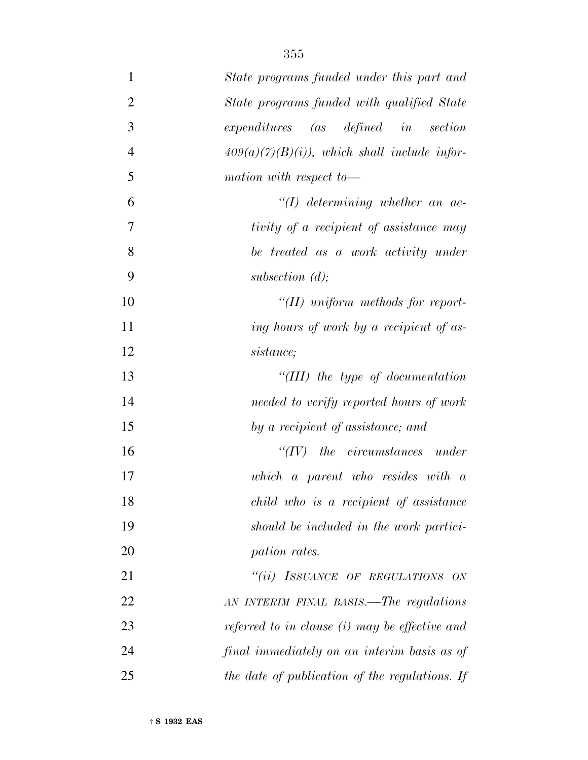*State programs funded under this part and State programs funded with qualified State expenditures (as defined in section 409(a)(7)(B)(i)), which shall include information with respect to—*

*''(I) determining whether an activity of a recipient of assistance may be treated as a work activity under subsection (d);*

*''(II) uniform methods for reporting hours of work by a recipient of assistance;*

*''(III) the type of documentation needed to verify reported hours of work by a recipient of assistance; and*

*''(IV) the circumstances under which a parent who resides with a child who is a recipient of assistance should be included in the work participation rates.*

*''(ii) ISSUANCE OF REGULATIONS ON AN INTERIM FINAL BASIS.—The regulations referred to in clause (i) may be effective and final immediately on an interim basis as of the date of publication of the regulations. If*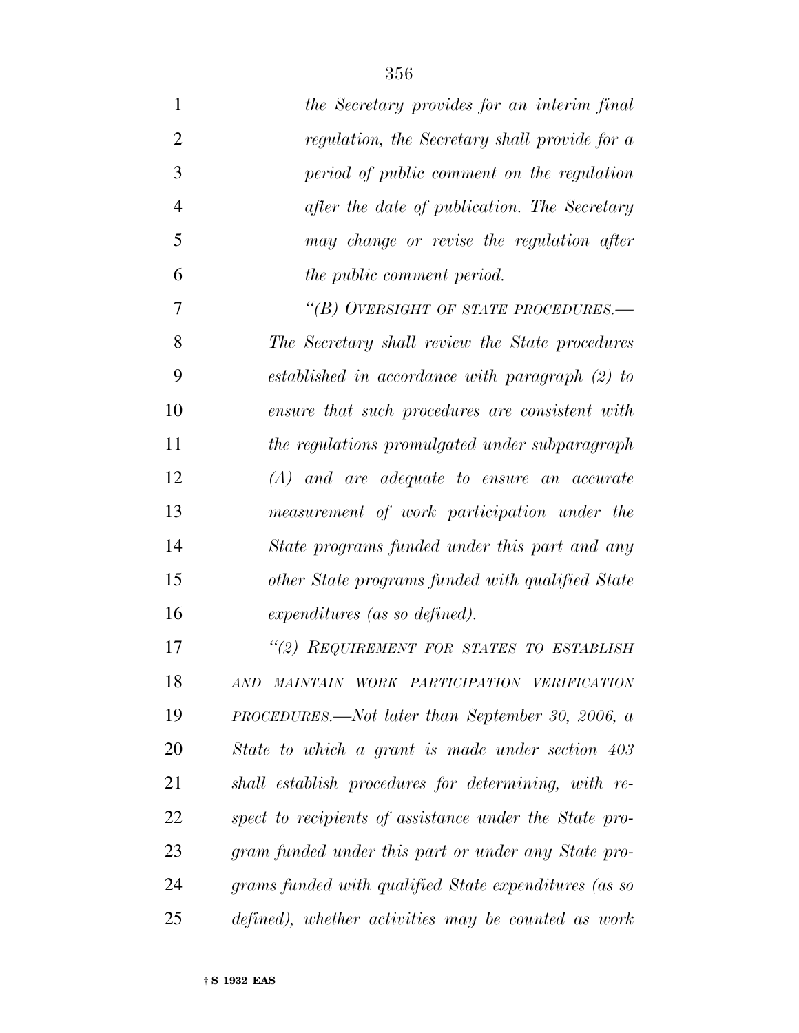*the Secretary provides for an interim final regulation, the Secretary shall provide for a period of public comment on the regulation after the date of publication. The Secretary may change or revise the regulation after the public comment period.*

*"(B) OVERSIGHT OF STATE PROCEDURES.— The Secretary shall review the State procedures established in accordance with paragraph (2) to ensure that such procedures are consistent with the regulations promulgated under subparagraph (A) and are adequate to ensure an accurate measurement of work participation under the State programs funded under this part and any other State programs funded with qualified State expenditures (as so defined).*

*"(2) REQUIREMENT FOR STATES TO ESTABLISH AND MAINTAIN WORK PARTICIPATION VERIFICATION PROCEDURES.—Not later than September 30, 2006, a State to which a grant is made under section 403 shall establish procedures for determining, with respect to recipients of assistance under the State program funded under this part or under any State programs funded with qualified State expenditures (as so defined), whether activities may be counted as work*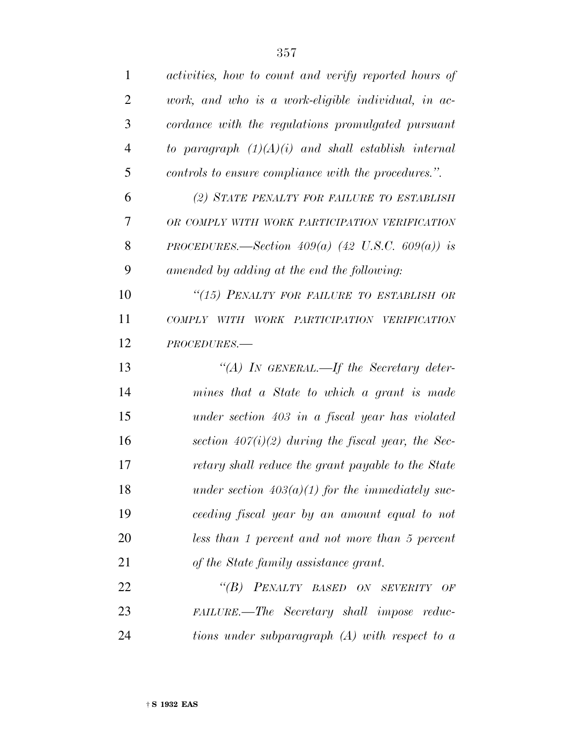*activities, how to count and verify reported hours of work, and who is a work-eligible individual, in accordance with the regulations promulgated pursuant to paragraph (1)(A)(i) and shall establish internal controls to ensure compliance with the procedures.".*

*(2) STATE PENALTY FOR FAILURE TO ESTABLISH OR COMPLY WITH WORK PARTICIPATION VERIFICATION PROCEDURES.—Section 409(a) (42 U.S.C. 609(a)) is amended by adding at the end the following:*

*"(15) PENALTY FOR FAILURE TO ESTABLISH OR COMPLY WITH WORK PARTICIPATION VERIFICATION PROCEDURES.—*

*"(A) IN GENERAL.—If the Secretary determines that a State to which a grant is made under section 403 in a fiscal year has violated section 407(i)(2) during the fiscal year, the Secretary shall reduce the grant payable to the State under section 403(a)(1) for the immediately succeeding fiscal year by an amount equal to not less than 1 percent and not more than 5 percent of the State family assistance grant.*

*"(B) PENALTY BASED ON SEVERITY OF FAILURE.—The Secretary shall impose reductions under subparagraph (A) with respect to a*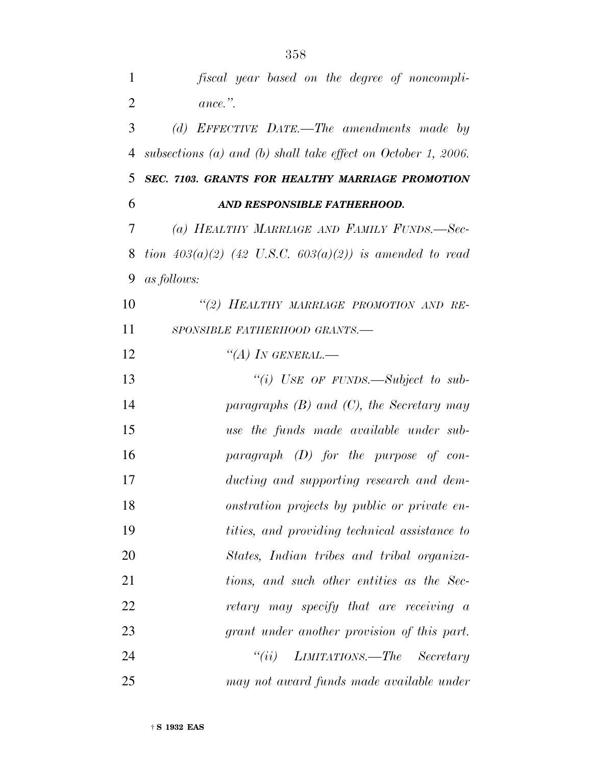*fiscal year based on the degree of noncompliance.".*

*(d) EFFECTIVE DATE.—The amendments made by subsections (a) and (b) shall take effect on October 1, 2006.*

***SEC. 7103. GRANTS FOR HEALTHY MARRIAGE PROMOTION AND RESPONSIBLE FATHERHOOD.***

*(a) HEALTHY MARRIAGE AND FAMILY FUNDS.—Section 403(a)(2) (42 U.S.C. 603(a)(2)) is amended to read as follows:*

*"(2) HEALTHY MARRIAGE PROMOTION AND RESPONSIBLE FATHERHOOD GRANTS.—*

*"(A) IN GENERAL.—*

*"(i) USE OF FUNDS.—Subject to subparagraphs (B) and (C), the Secretary may use the funds made available under subparagraph (D) for the purpose of conducting and supporting research and demonstration projects by public or private entities, and providing technical assistance to States, Indian tribes and tribal organizations, and such other entities as the Secretary may specify that are receiving a grant under another provision of this part.*

*"(ii) LIMITATIONS.—The Secretary may not award funds made available under*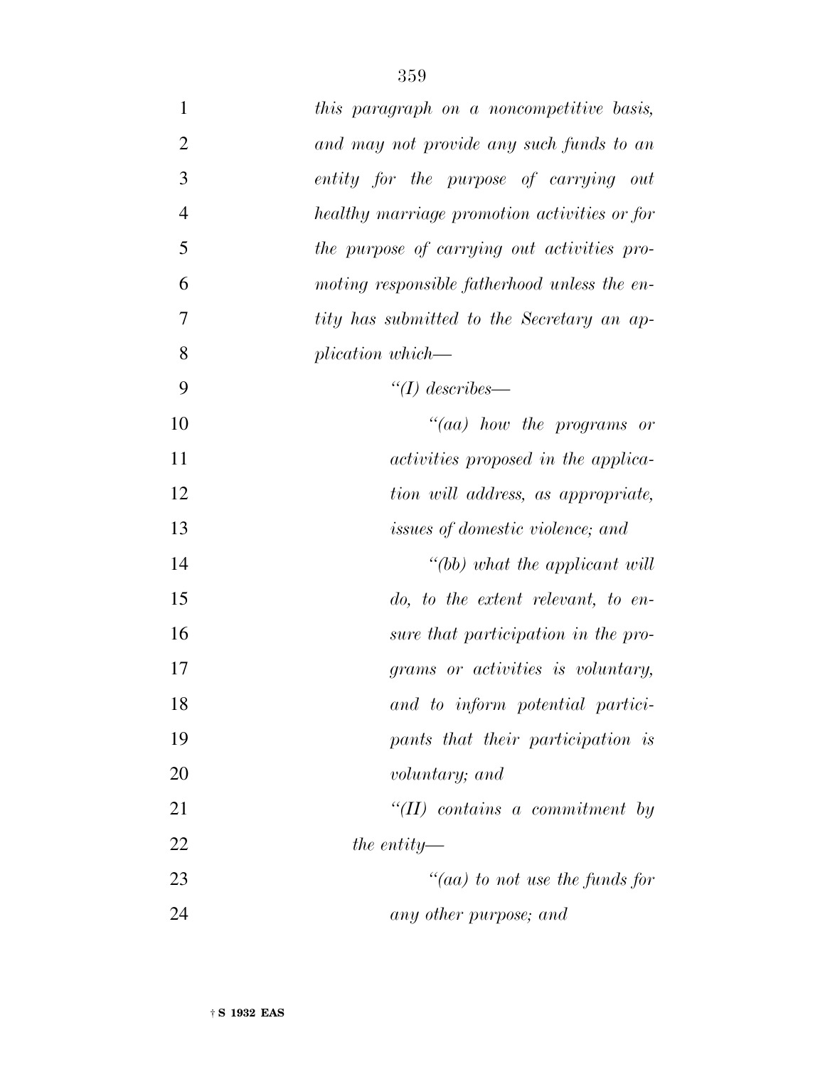*this paragraph on a noncompetitive basis, and may not provide any such funds to an entity for the purpose of carrying out healthy marriage promotion activities or for the purpose of carrying out activities promoting responsible fatherhood unless the entity has submitted to the Secretary an application which—*

*"(I) describes—*

*"(aa) how the programs or activities proposed in the application will address, as appropriate, issues of domestic violence; and*

*"(bb) what the applicant will do, to the extent relevant, to ensure that participation in the programs or activities is voluntary, and to inform potential participants that their participation is voluntary; and*

*"(II) contains a commitment by the entity—*

*"(aa) to not use the funds for any other purpose; and*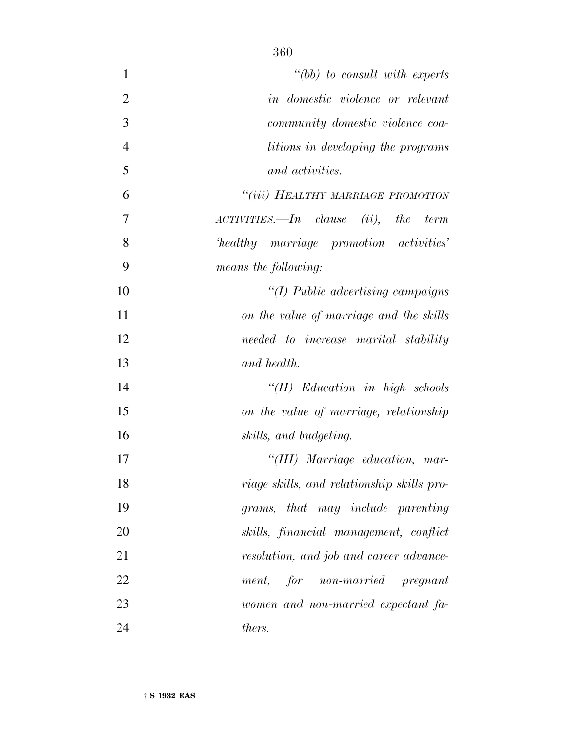*"(bb) to consult with experts in domestic violence or relevant community domestic violence coalitions in developing the programs and activities.*

*"(iii) HEALTHY MARRIAGE PROMOTION ACTIVITIES.—In clause (ii), the term 'healthy marriage promotion activities' means the following:*

*"(I) Public advertising campaigns on the value of marriage and the skills needed to increase marital stability and health.*

*"(II) Education in high schools on the value of marriage, relationship skills, and budgeting.*

*"(III) Marriage education, marriage skills, and relationship skills programs, that may include parenting skills, financial management, conflict resolution, and job and career advancement, for non-married pregnant women and non-married expectant fathers.*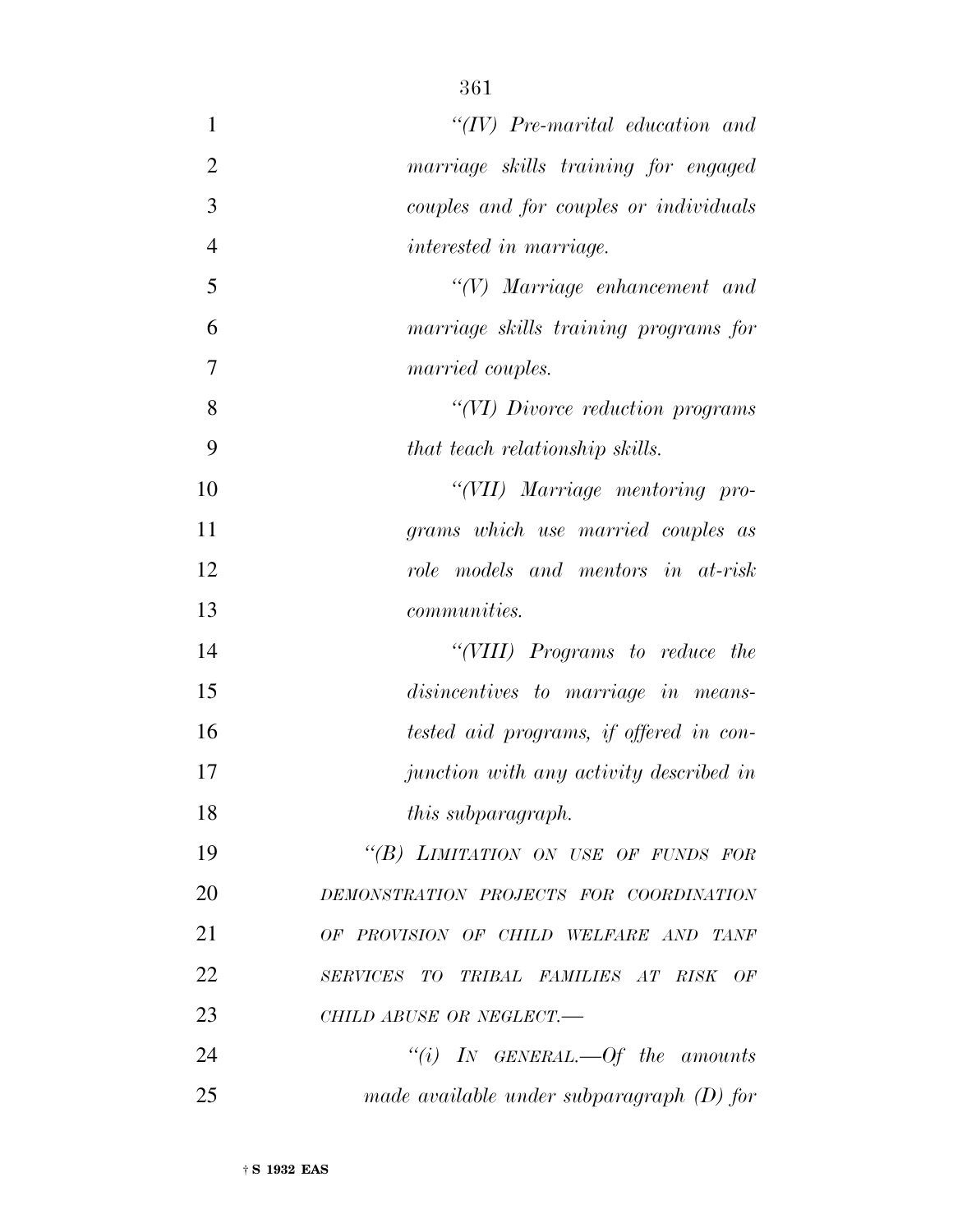*"(IV) Pre-marital education and marriage skills training for engaged couples and for couples or individuals interested in marriage.*

*"(V) Marriage enhancement and marriage skills training programs for married couples.*

*"(VI) Divorce reduction programs that teach relationship skills.*

*"(VII) Marriage mentoring programs which use married couples as role models and mentors in at-risk communities.*

*"(VIII) Programs to reduce the disincentives to marriage in means-tested aid programs, if offered in conjunction with any activity described in this subparagraph.*

*"(B) LIMITATION ON USE OF FUNDS FOR DEMONSTRATION PROJECTS FOR COORDINATION OF PROVISION OF CHILD WELFARE AND TANF SERVICES TO TRIBAL FAMILIES AT RISK OF CHILD ABUSE OR NEGLECT.—*

*"(i) IN GENERAL.—Of the amounts made available under subparagraph (D) for*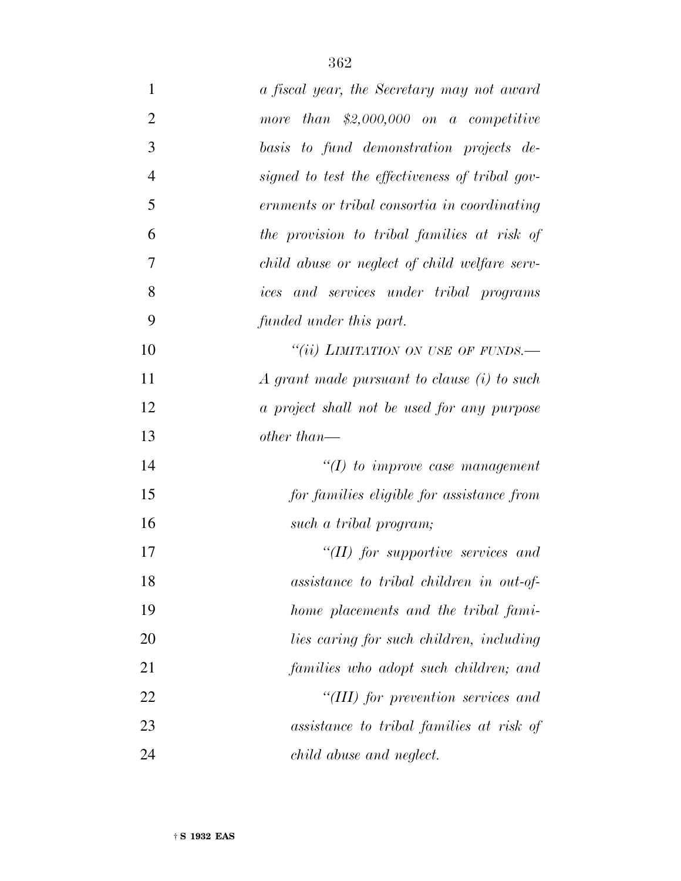*a fiscal year, the Secretary may not award more than $2,000,000 on a competitive basis to fund demonstration projects designed to test the effectiveness of tribal governments or tribal consortia in coordinating the provision to tribal families at risk of child abuse or neglect of child welfare services and services under tribal programs funded under this part.*

*"(ii) LIMITATION ON USE OF FUNDS.—A grant made pursuant to clause (i) to such a project shall not be used for any purpose other than—*

*"(I) to improve case management for families eligible for assistance from such a tribal program;*

*"(II) for supportive services and assistance to tribal children in out-of-home placements and the tribal families caring for such children, including families who adopt such children; and*

*"(III) for prevention services and assistance to tribal families at risk of child abuse and neglect.*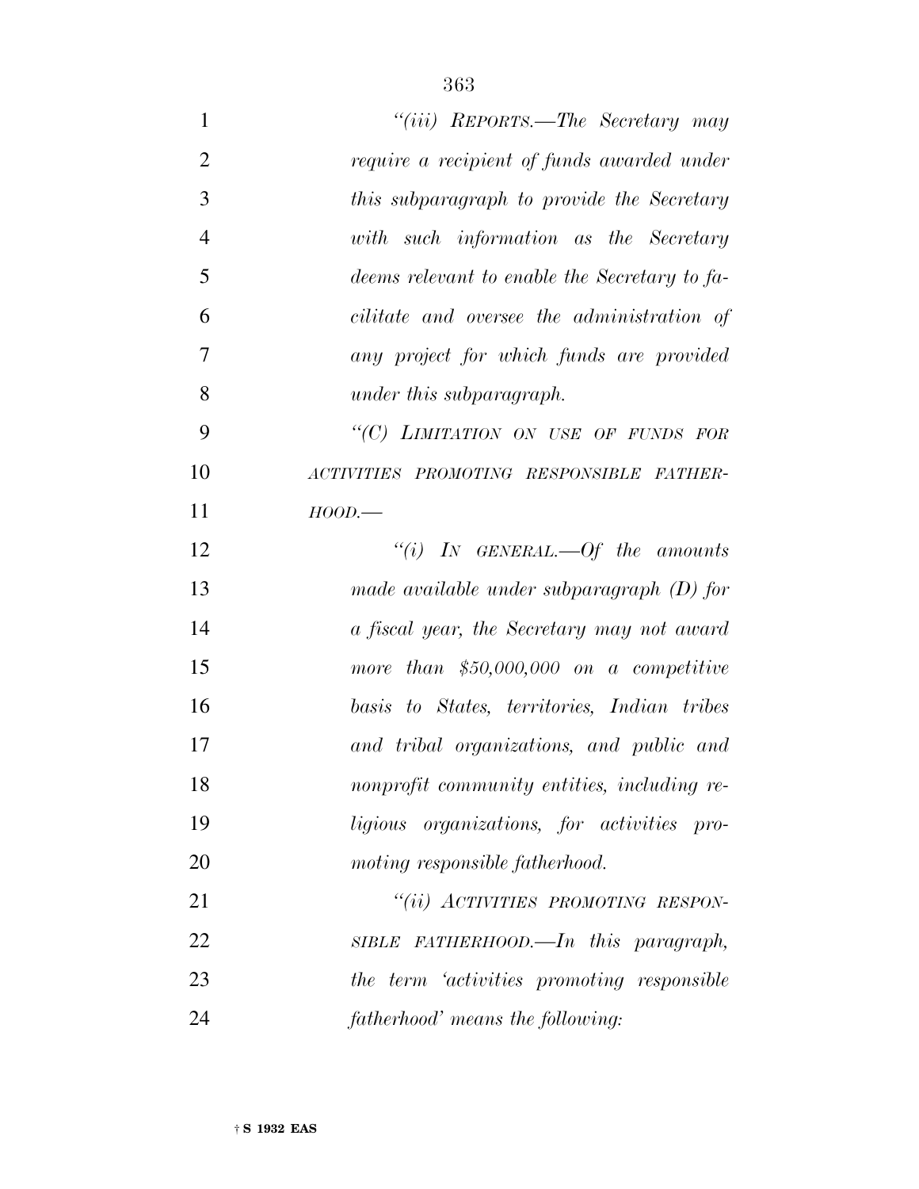*"(iii) REPORTS.—The Secretary may require a recipient of funds awarded under this subparagraph to provide the Secretary with such information as the Secretary deems relevant to enable the Secretary to facilitate and oversee the administration of any project for which funds are provided under this subparagraph.*

*"(C) LIMITATION ON USE OF FUNDS FOR ACTIVITIES PROMOTING RESPONSIBLE FATHERHOOD.—*

*"(i) IN GENERAL.—Of the amounts made available under subparagraph (D) for a fiscal year, the Secretary may not award more than $50,000,000 on a competitive basis to States, territories, Indian tribes and tribal organizations, and public and nonprofit community entities, including religious organizations, for activities promoting responsible fatherhood.*

*"(ii) ACTIVITIES PROMOTING RESPONSIBLE FATHERHOOD.—In this paragraph, the term 'activities promoting responsible fatherhood' means the following:*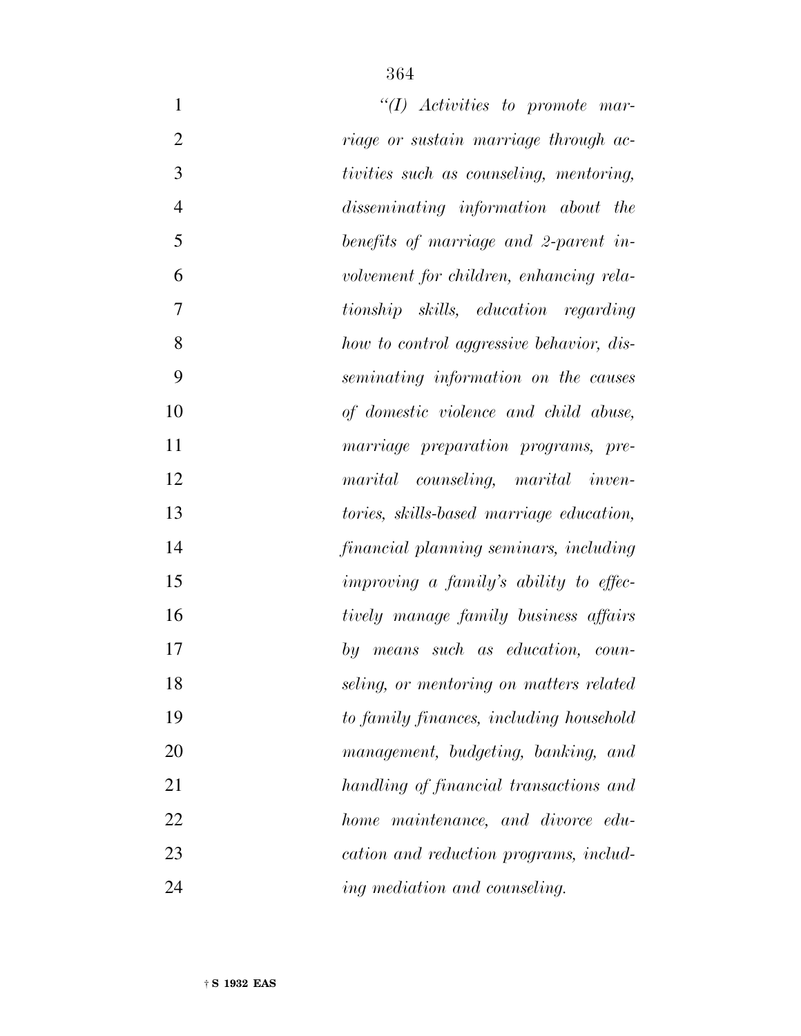*"(I) Activities to promote marriage or sustain marriage through activities such as counseling, mentoring, disseminating information about the benefits of marriage and 2-parent involvement for children, enhancing relationship skills, education regarding how to control aggressive behavior, disseminating information on the causes of domestic violence and child abuse, marriage preparation programs, premarital counseling, marital inventories, skills-based marriage education, financial planning seminars, including improving a family's ability to effectively manage family business affairs by means such as education, counseling, or mentoring on matters related to family finances, including household management, budgeting, banking, and handling of financial transactions and home maintenance, and divorce education and reduction programs, including mediation and counseling.*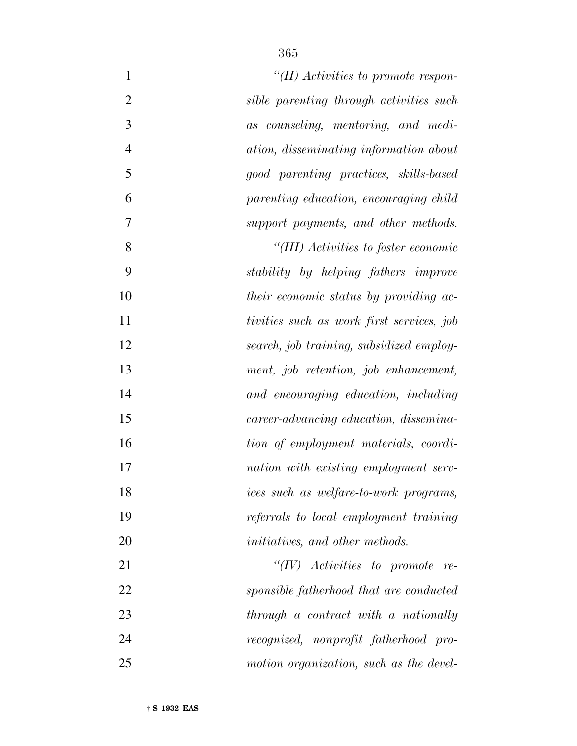*"(II) Activities to promote responsible parenting through activities such as counseling, mentoring, and mediation, disseminating information about good parenting practices, skills-based parenting education, encouraging child support payments, and other methods.*

*"(III) Activities to foster economic stability by helping fathers improve their economic status by providing activities such as work first services, job search, job training, subsidized employment, job retention, job enhancement, and encouraging education, including career-advancing education, dissemination of employment materials, coordination with existing employment services such as welfare-to-work programs, referrals to local employment training initiatives, and other methods.*

*"(IV) Activities to promote responsible fatherhood that are conducted through a contract with a nationally recognized, nonprofit fatherhood promotion organization, such as the devel-*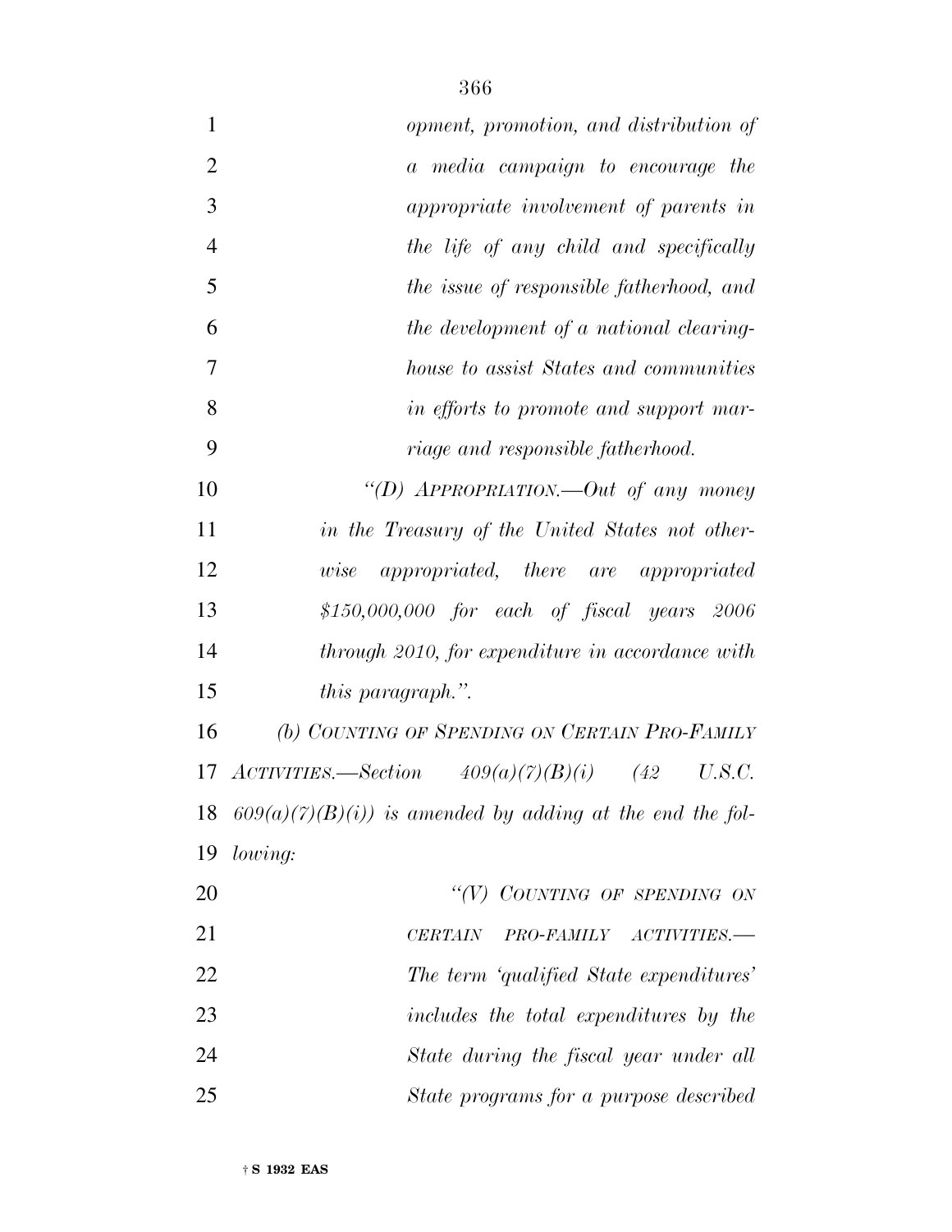*opment, promotion, and distribution of a media campaign to encourage the appropriate involvement of parents in the life of any child and specifically the issue of responsible fatherhood, and the development of a national clearinghouse to assist States and communities in efforts to promote and support marriage and responsible fatherhood.*

*"(D) APPROPRIATION.—Out of any money in the Treasury of the United States not otherwise appropriated, there are appropriated $150,000,000 for each of fiscal years 2006 through 2010, for expenditure in accordance with this paragraph.".*

*(b) COUNTING OF SPENDING ON CERTAIN PRO-FAMILY ACTIVITIES.—Section 409(a)(7)(B)(i) (42 U.S.C. 609(a)(7)(B)(i)) is amended by adding at the end the following:*

*"(V) COUNTING OF SPENDING ON CERTAIN PRO-FAMILY ACTIVITIES.—The term 'qualified State expenditures' includes the total expenditures by the State during the fiscal year under all State programs for a purpose described*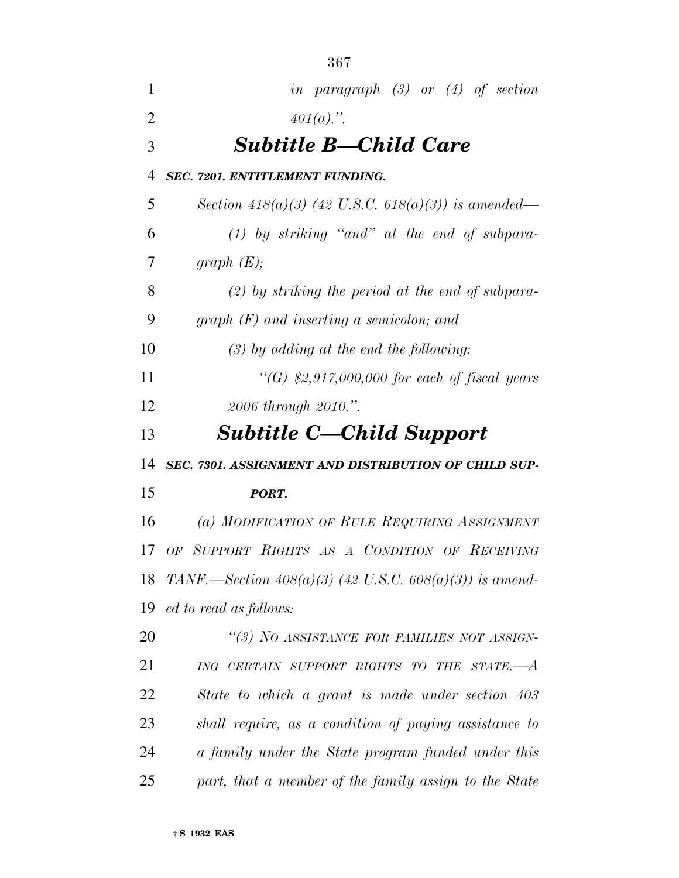*in paragraph (3) or (4) of section 401(a).''.*

## *Subtitle B—Child Care*

***SEC. 7201. ENTITLEMENT FUNDING.***

*Section 418(a)(3) (42 U.S.C. 618(a)(3)) is amended—*

*(1) by striking ''and'' at the end of subparagraph (E);*

*(2) by striking the period at the end of subparagraph (F) and inserting a semicolon; and*

*(3) by adding at the end the following:*

*''(G) $2,917,000,000 for each of fiscal years 2006 through 2010.''.*

## *Subtitle C—Child Support*

***SEC. 7301. ASSIGNMENT AND DISTRIBUTION OF CHILD SUPPORT.***

*(a) MODIFICATION OF RULE REQUIRING ASSIGNMENT OF SUPPORT RIGHTS AS A CONDITION OF RECEIVING TANF.—Section 408(a)(3) (42 U.S.C. 608(a)(3)) is amended to read as follows:*

*''(3) NO ASSISTANCE FOR FAMILIES NOT ASSIGNING CERTAIN SUPPORT RIGHTS TO THE STATE.—A State to which a grant is made under section 403 shall require, as a condition of paying assistance to a family under the State program funded under this part, that a member of the family assign to the State*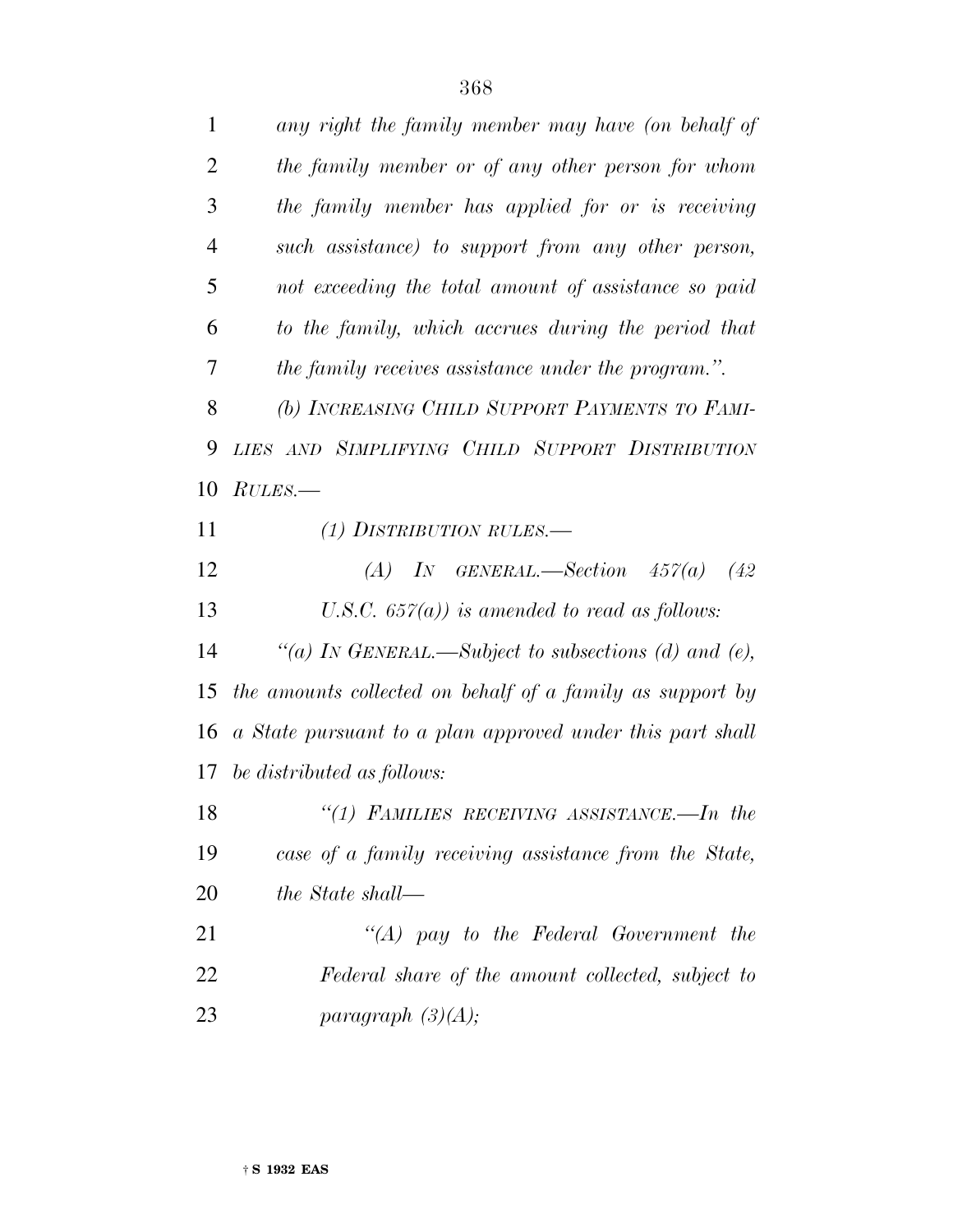*any right the family member may have (on behalf of the family member or of any other person for whom the family member has applied for or is receiving such assistance) to support from any other person, not exceeding the total amount of assistance so paid to the family, which accrues during the period that the family receives assistance under the program.".*

*(b) INCREASING CHILD SUPPORT PAYMENTS TO FAMILIES AND SIMPLIFYING CHILD SUPPORT DISTRIBUTION RULES.—*

*(1) DISTRIBUTION RULES.—*

*(A) IN GENERAL.—Section 457(a) (42 U.S.C. 657(a)) is amended to read as follows:*

*"(a) IN GENERAL.—Subject to subsections (d) and (e), the amounts collected on behalf of a family as support by a State pursuant to a plan approved under this part shall be distributed as follows:*

*"(1) FAMILIES RECEIVING ASSISTANCE.—In the case of a family receiving assistance from the State, the State shall—*

*"(A) pay to the Federal Government the Federal share of the amount collected, subject to paragraph (3)(A);*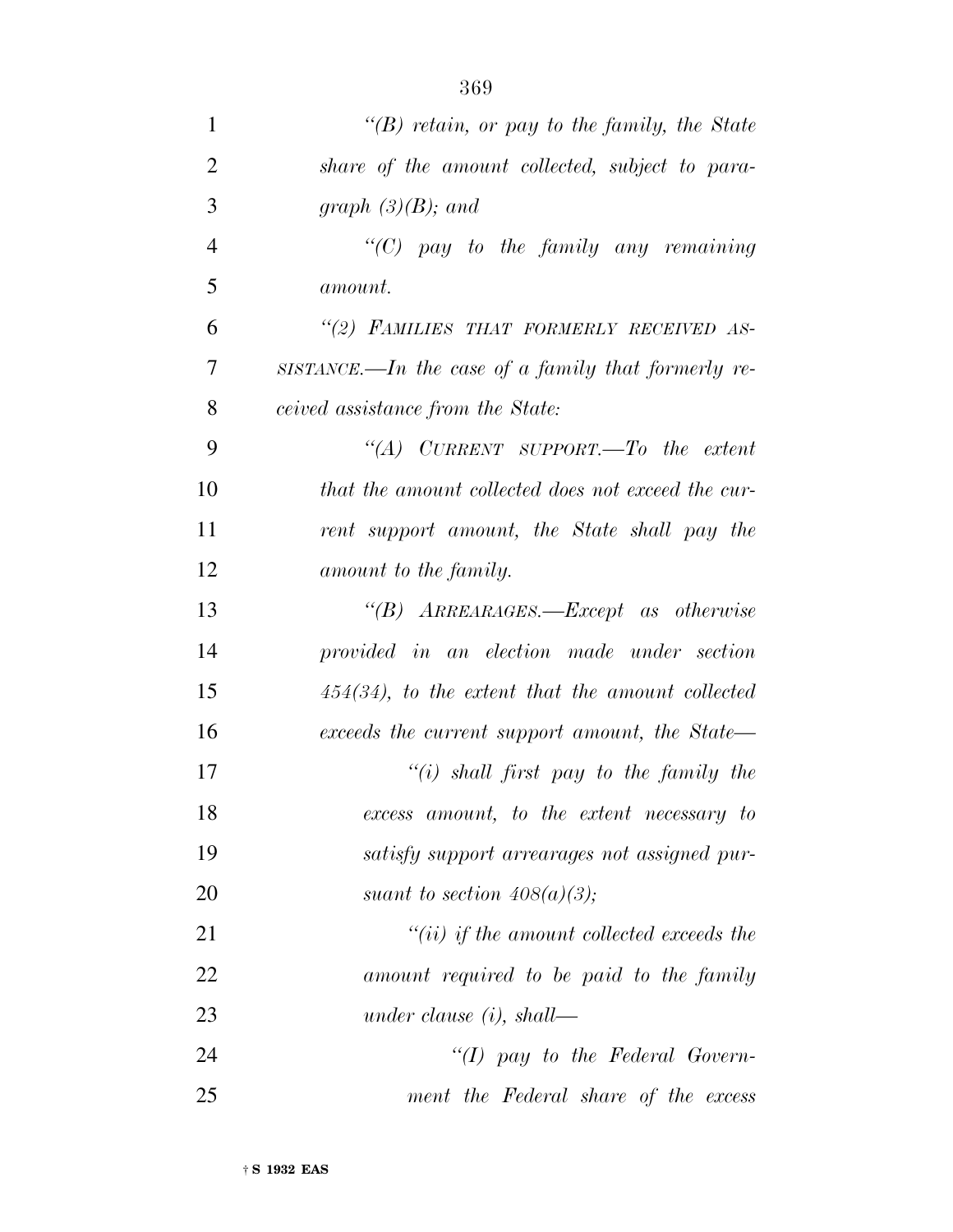*"(B) retain, or pay to the family, the State share of the amount collected, subject to paragraph (3)(B); and*

*"(C) pay to the family any remaining amount.*

*"(2) FAMILIES THAT FORMERLY RECEIVED ASSISTANCE.—In the case of a family that formerly received assistance from the State:*

*"(A) CURRENT SUPPORT.—To the extent that the amount collected does not exceed the current support amount, the State shall pay the amount to the family.*

*"(B) ARREARAGES.—Except as otherwise provided in an election made under section 454(34), to the extent that the amount collected exceeds the current support amount, the State—*

*"(i) shall first pay to the family the excess amount, to the extent necessary to satisfy support arrearages not assigned pursuant to section 408(a)(3);*

*"(ii) if the amount collected exceeds the amount required to be paid to the family under clause (i), shall—*

*"(I) pay to the Federal Government the Federal share of the excess*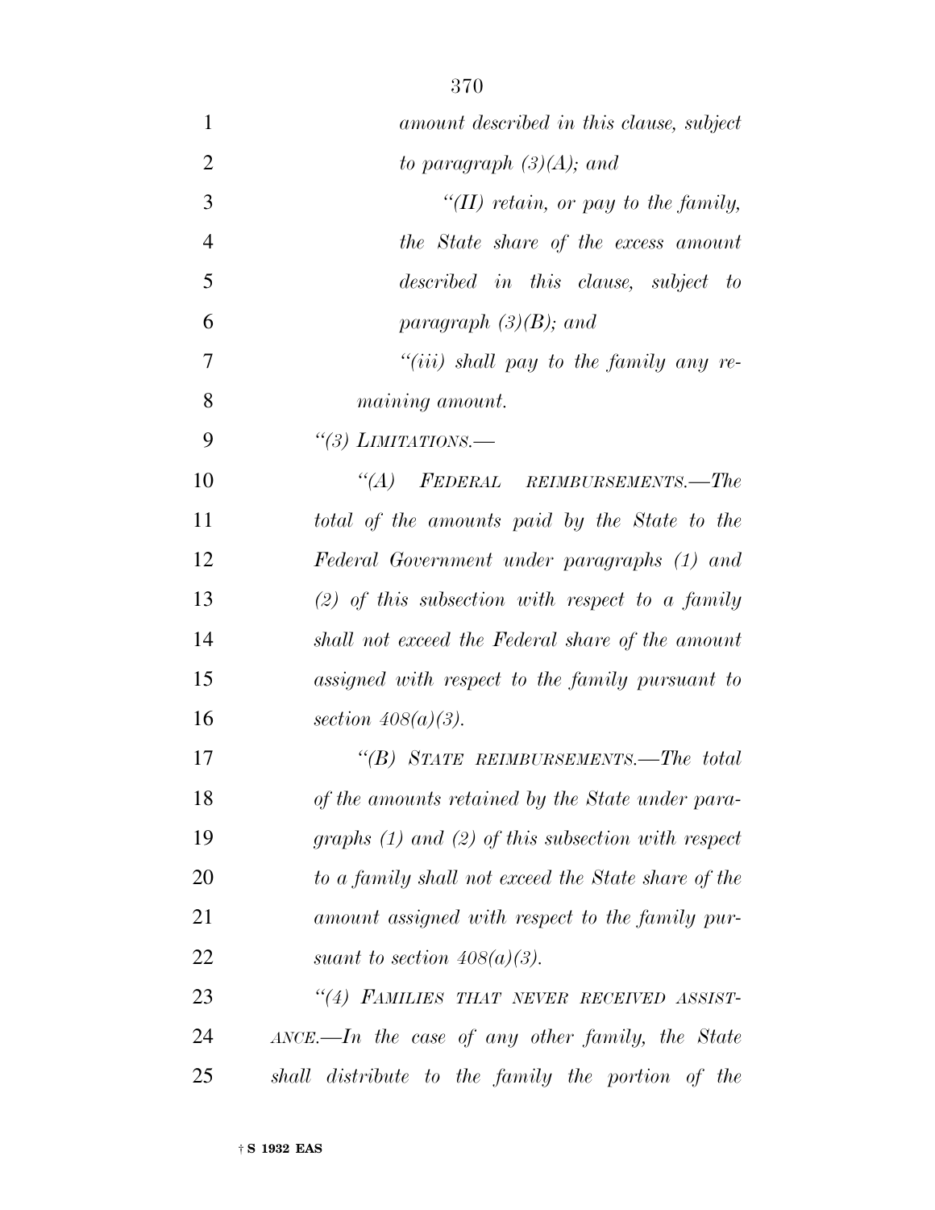*amount described in this clause, subject to paragraph (3)(A); and*

*"(II) retain, or pay to the family, the State share of the excess amount described in this clause, subject to paragraph (3)(B); and*

*"(iii) shall pay to the family any remaining amount.*

*"(3) LIMITATIONS.—*

*"(A) FEDERAL REIMBURSEMENTS.—The total of the amounts paid by the State to the Federal Government under paragraphs (1) and (2) of this subsection with respect to a family shall not exceed the Federal share of the amount assigned with respect to the family pursuant to section 408(a)(3).*

*"(B) STATE REIMBURSEMENTS.—The total of the amounts retained by the State under paragraphs (1) and (2) of this subsection with respect to a family shall not exceed the State share of the amount assigned with respect to the family pursuant to section 408(a)(3).*

*"(4) FAMILIES THAT NEVER RECEIVED ASSISTANCE.—In the case of any other family, the State shall distribute to the family the portion of the*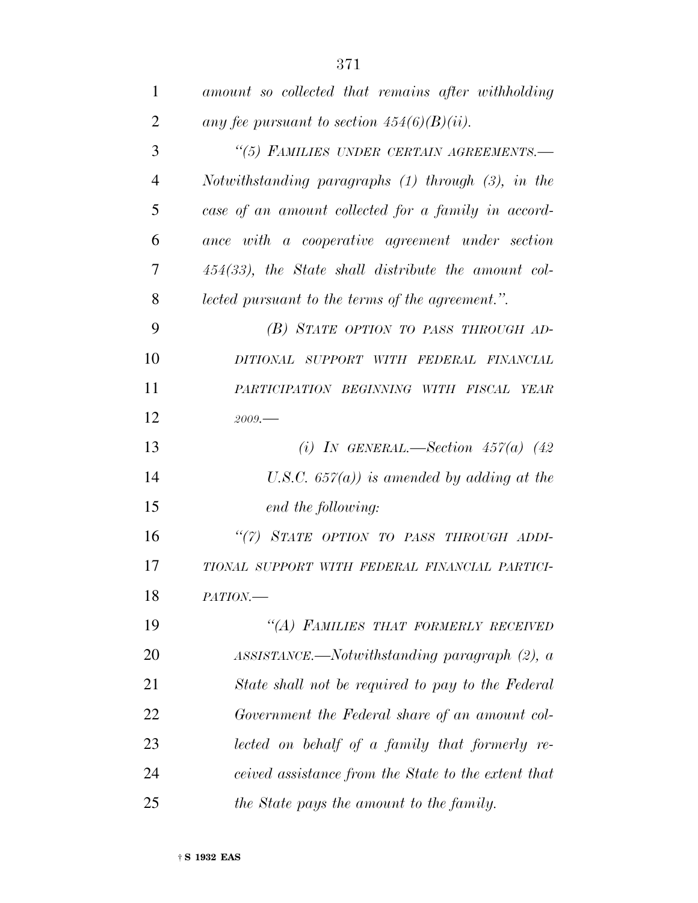*amount so collected that remains after withholding any fee pursuant to section 454(6)(B)(ii).*

*"(5) FAMILIES UNDER CERTAIN AGREEMENTS.—Notwithstanding paragraphs (1) through (3), in the case of an amount collected for a family in accordance with a cooperative agreement under section 454(33), the State shall distribute the amount collected pursuant to the terms of the agreement.".*

*(B) STATE OPTION TO PASS THROUGH ADDITIONAL SUPPORT WITH FEDERAL FINANCIAL PARTICIPATION BEGINNING WITH FISCAL YEAR 2009.—*

*(i) IN GENERAL.—Section 457(a) (42 U.S.C. 657(a)) is amended by adding at the end the following:*

*"(7) STATE OPTION TO PASS THROUGH ADDITIONAL SUPPORT WITH FEDERAL FINANCIAL PARTICIPATION.—*

*"(A) FAMILIES THAT FORMERLY RECEIVED ASSISTANCE.—Notwithstanding paragraph (2), a State shall not be required to pay to the Federal Government the Federal share of an amount collected on behalf of a family that formerly received assistance from the State to the extent that the State pays the amount to the family.*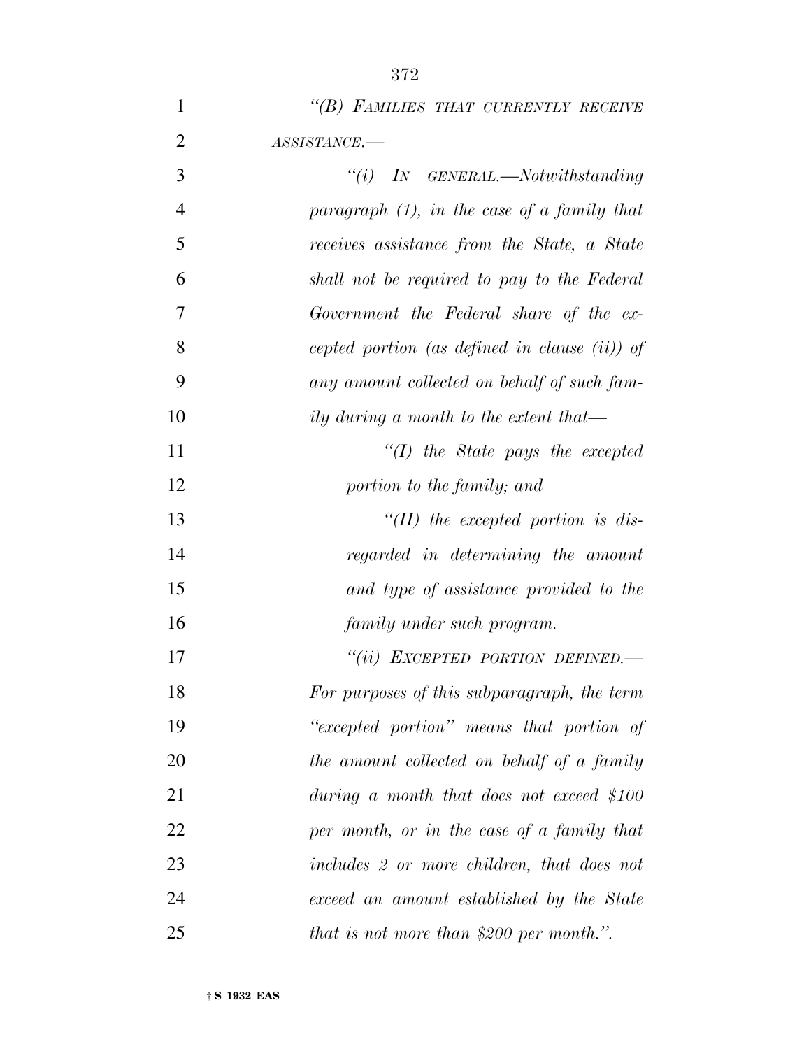*"(B) FAMILIES THAT CURRENTLY RECEIVE ASSISTANCE.—*

*"(i) IN GENERAL.—Notwithstanding paragraph (1), in the case of a family that receives assistance from the State, a State shall not be required to pay to the Federal Government the Federal share of the excepted portion (as defined in clause (ii)) of any amount collected on behalf of such family during a month to the extent that—*

*"(I) the State pays the excepted portion to the family; and*

*"(II) the excepted portion is disregarded in determining the amount and type of assistance provided to the family under such program.*

*"(ii) EXCEPTED PORTION DEFINED.—For purposes of this subparagraph, the term "excepted portion" means that portion of the amount collected on behalf of a family during a month that does not exceed $100 per month, or in the case of a family that includes 2 or more children, that does not exceed an amount established by the State that is not more than $200 per month.".*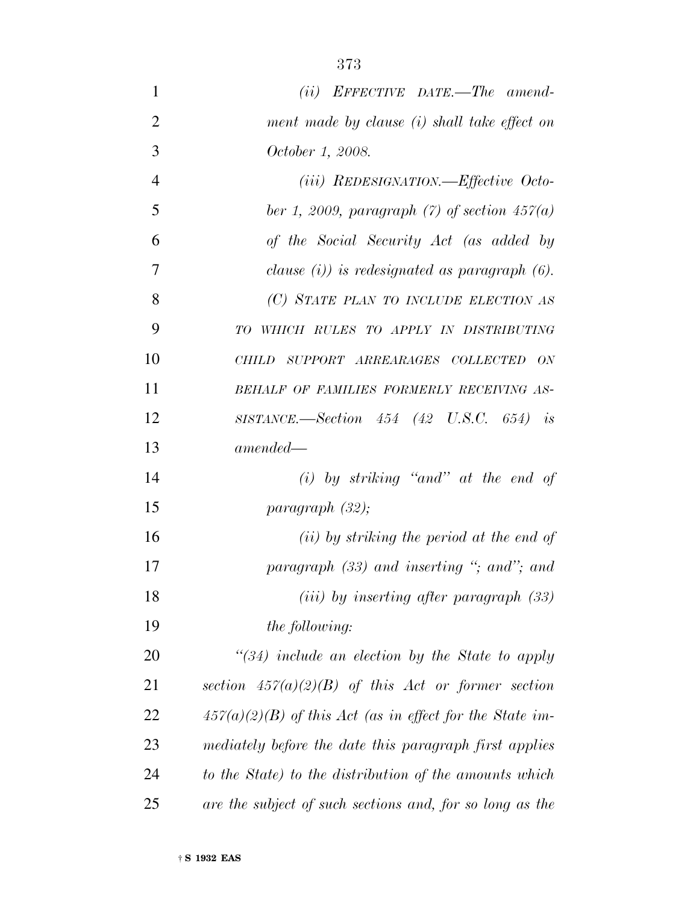*(ii) EFFECTIVE DATE.—The amendment made by clause (i) shall take effect on October 1, 2008.*

*(iii) REDESIGNATION.—Effective October 1, 2009, paragraph (7) of section 457(a) of the Social Security Act (as added by clause (i)) is redesignated as paragraph (6).*

*(C) STATE PLAN TO INCLUDE ELECTION AS TO WHICH RULES TO APPLY IN DISTRIBUTING CHILD SUPPORT ARREARAGES COLLECTED ON BEHALF OF FAMILIES FORMERLY RECEIVING ASSISTANCE.—Section 454 (42 U.S.C. 654) is amended—*

*(i) by striking "and" at the end of paragraph (32);*

*(ii) by striking the period at the end of paragraph (33) and inserting "; and"; and*

*(iii) by inserting after paragraph (33) the following:*

*"(34) include an election by the State to apply section 457(a)(2)(B) of this Act or former section 457(a)(2)(B) of this Act (as in effect for the State immediately before the date this paragraph first applies to the State) to the distribution of the amounts which are the subject of such sections and, for so long as the*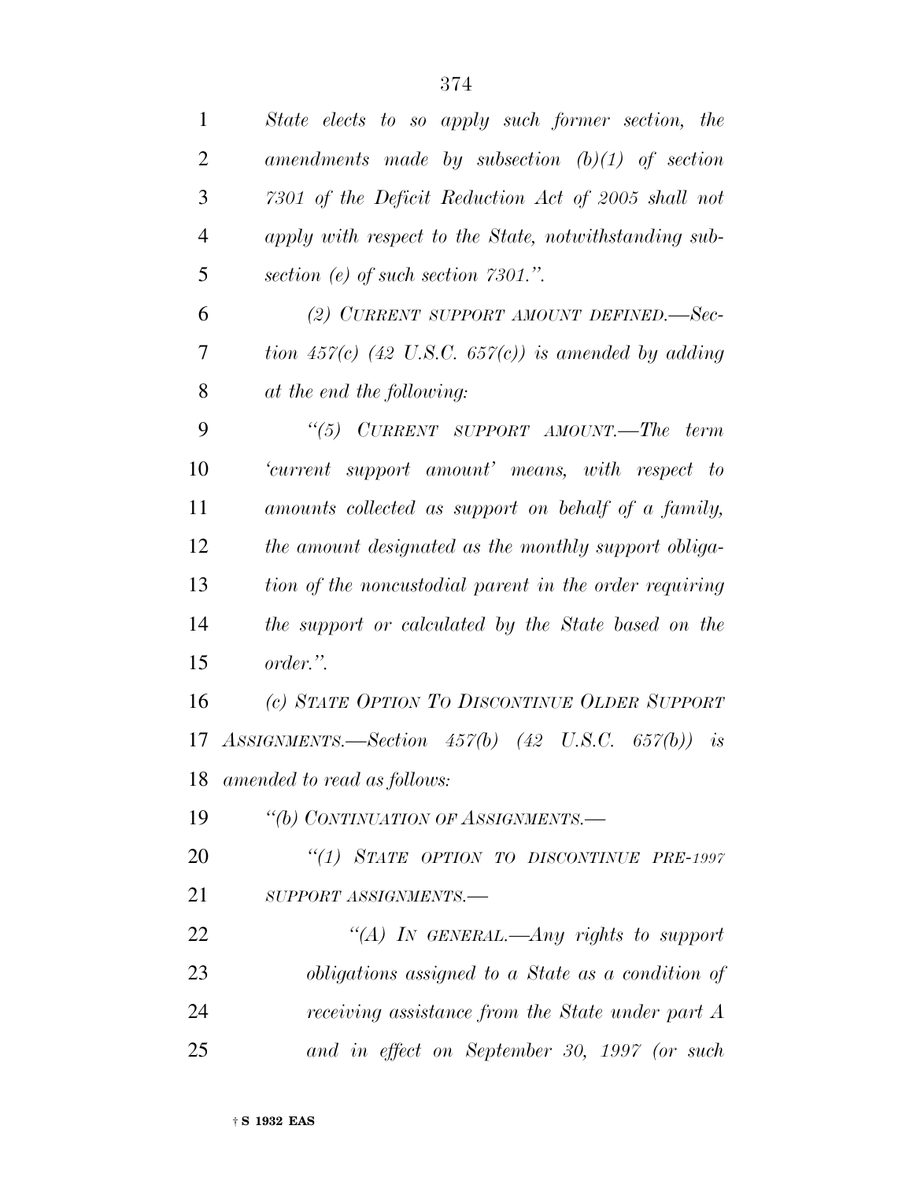*State elects to so apply such former section, the amendments made by subsection (b)(1) of section 7301 of the Deficit Reduction Act of 2005 shall not apply with respect to the State, notwithstanding subsection (e) of such section 7301.".*

*(2) CURRENT SUPPORT AMOUNT DEFINED.—Section 457(c) (42 U.S.C. 657(c)) is amended by adding at the end the following:*

*"(5) CURRENT SUPPORT AMOUNT.—The term 'current support amount' means, with respect to amounts collected as support on behalf of a family, the amount designated as the monthly support obligation of the noncustodial parent in the order requiring the support or calculated by the State based on the order.".*

*(c) STATE OPTION TO DISCONTINUE OLDER SUPPORT ASSIGNMENTS.—Section 457(b) (42 U.S.C. 657(b)) is amended to read as follows:*

*"(b) CONTINUATION OF ASSIGNMENTS.—*

*"(1) STATE OPTION TO DISCONTINUE PRE-1997 SUPPORT ASSIGNMENTS.—*

*"(A) IN GENERAL.—Any rights to support obligations assigned to a State as a condition of receiving assistance from the State under part A and in effect on September 30, 1997 (or such*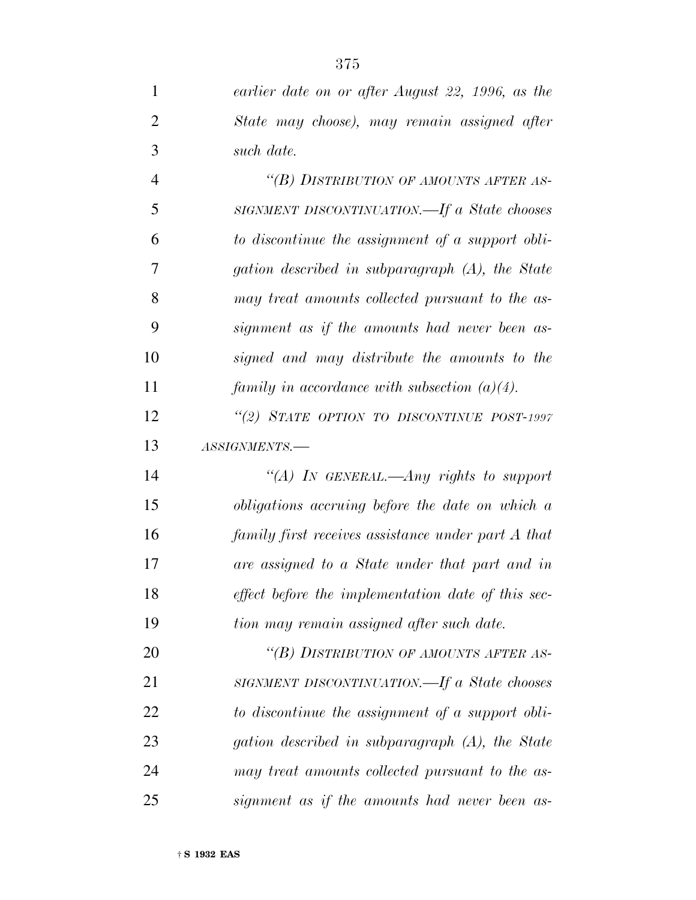*earlier date on or after August 22, 1996, as the State may choose), may remain assigned after such date.*

*"(B) DISTRIBUTION OF AMOUNTS AFTER ASSIGNMENT DISCONTINUATION.—If a State chooses to discontinue the assignment of a support obligation described in subparagraph (A), the State may treat amounts collected pursuant to the assignment as if the amounts had never been assigned and may distribute the amounts to the family in accordance with subsection (a)(4).*

*"(2) STATE OPTION TO DISCONTINUE POST-1997 ASSIGNMENTS.—*

*"(A) IN GENERAL.—Any rights to support obligations accruing before the date on which a family first receives assistance under part A that are assigned to a State under that part and in effect before the implementation date of this section may remain assigned after such date.*

*"(B) DISTRIBUTION OF AMOUNTS AFTER ASSIGNMENT DISCONTINUATION.—If a State chooses to discontinue the assignment of a support obligation described in subparagraph (A), the State may treat amounts collected pursuant to the assignment as if the amounts had never been as-*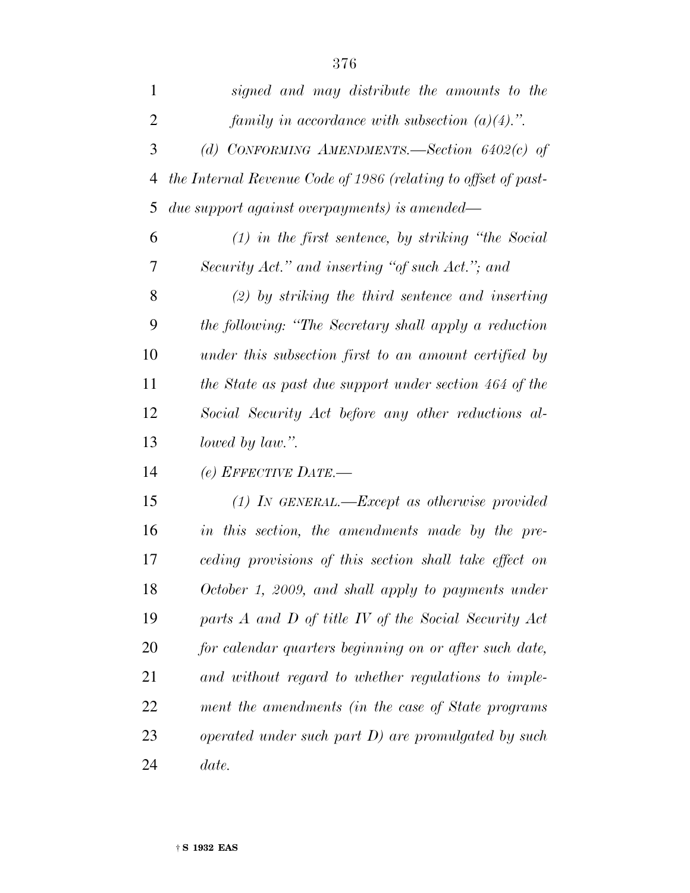*signed and may distribute the amounts to the family in accordance with subsection (a)(4).".*

*(d) CONFORMING AMENDMENTS.—Section 6402(c) of the Internal Revenue Code of 1986 (relating to offset of past-due support against overpayments) is amended—*

*(1) in the first sentence, by striking "the Social Security Act." and inserting "of such Act."; and*

*(2) by striking the third sentence and inserting the following: "The Secretary shall apply a reduction under this subsection first to an amount certified by the State as past due support under section 464 of the Social Security Act before any other reductions allowed by law.".*

*(e) EFFECTIVE DATE.—*

*(1) IN GENERAL.—Except as otherwise provided in this section, the amendments made by the preceding provisions of this section shall take effect on October 1, 2009, and shall apply to payments under parts A and D of title IV of the Social Security Act for calendar quarters beginning on or after such date, and without regard to whether regulations to implement the amendments (in the case of State programs operated under such part D) are promulgated by such date.*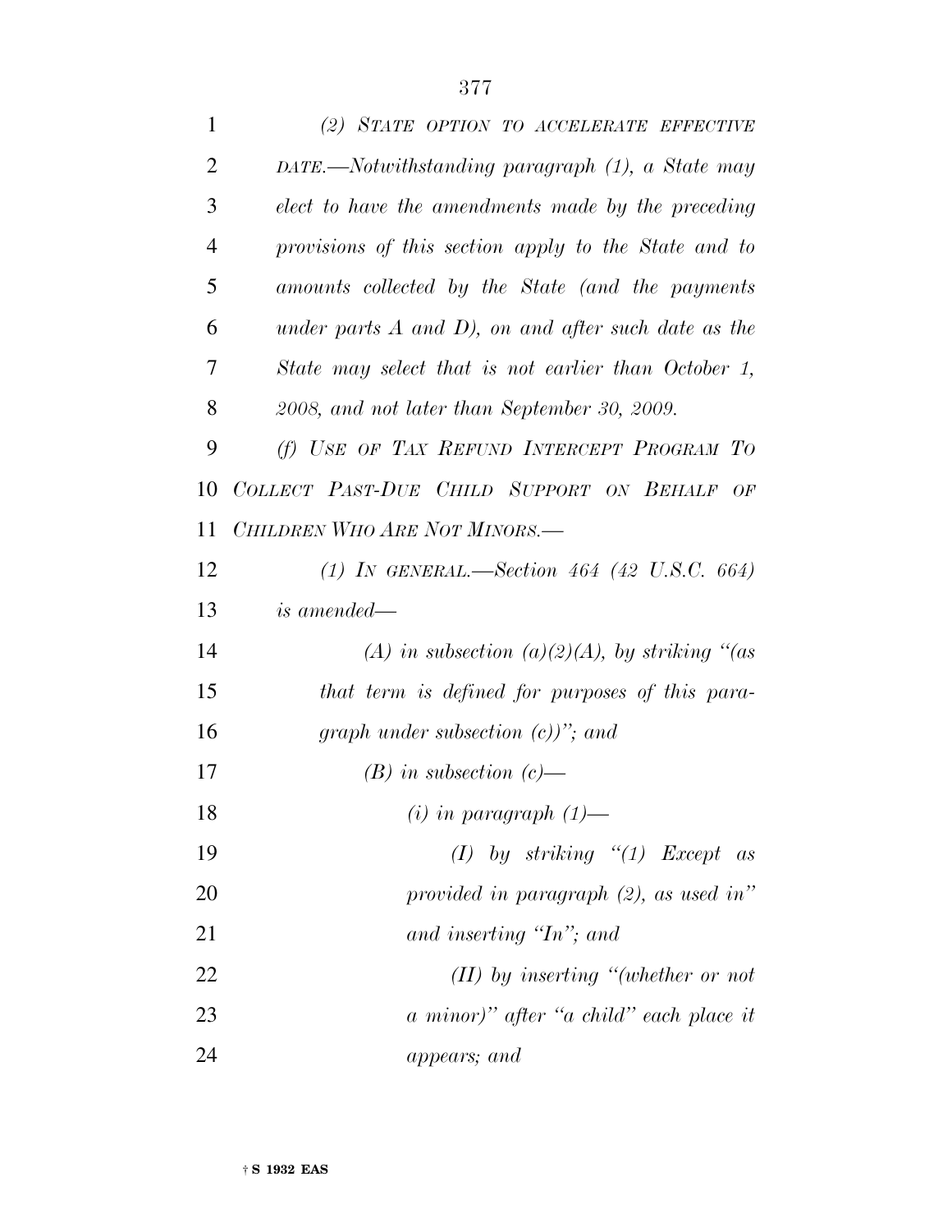*(2) STATE OPTION TO ACCELERATE EFFECTIVE DATE.—Notwithstanding paragraph (1), a State may elect to have the amendments made by the preceding provisions of this section apply to the State and to amounts collected by the State (and the payments under parts A and D), on and after such date as the State may select that is not earlier than October 1, 2008, and not later than September 30, 2009.*

*(f) USE OF TAX REFUND INTERCEPT PROGRAM TO COLLECT PAST-DUE CHILD SUPPORT ON BEHALF OF CHILDREN WHO ARE NOT MINORS.—*

*(1) IN GENERAL.—Section 464 (42 U.S.C. 664) is amended—*

*(A) in subsection (a)(2)(A), by striking "(as that term is defined for purposes of this paragraph under subsection (c))"; and*

*(B) in subsection (c)—*

*(i) in paragraph (1)—*

*(I) by striking "(1) Except as provided in paragraph (2), as used in" and inserting "In"; and*

*(II) by inserting "(whether or not a minor)" after "a child" each place it appears; and*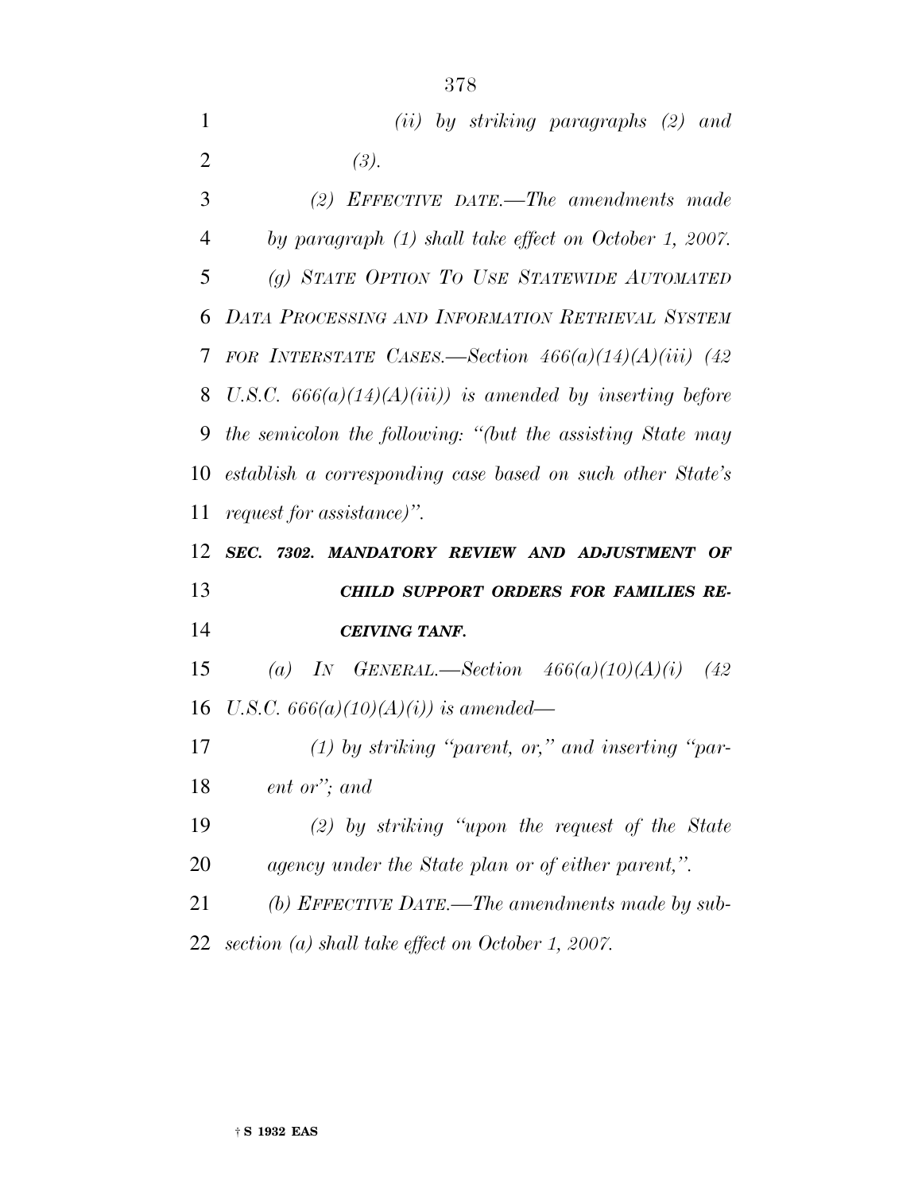*(ii) by striking paragraphs (2) and (3).*

*(2) EFFECTIVE DATE.—The amendments made by paragraph (1) shall take effect on October 1, 2007.*

*(g) STATE OPTION TO USE STATEWIDE AUTOMATED DATA PROCESSING AND INFORMATION RETRIEVAL SYSTEM FOR INTERSTATE CASES.—Section 466(a)(14)(A)(iii) (42 U.S.C. 666(a)(14)(A)(iii)) is amended by inserting before the semicolon the following: "(but the assisting State may establish a corresponding case based on such other State's request for assistance)".*

***SEC. 7302. MANDATORY REVIEW AND ADJUSTMENT OF CHILD SUPPORT ORDERS FOR FAMILIES RECEIVING TANF.***

*(a) IN GENERAL.—Section 466(a)(10)(A)(i) (42 U.S.C. 666(a)(10)(A)(i)) is amended—*

*(1) by striking "parent, or," and inserting "parent or"; and*

*(2) by striking "upon the request of the State agency under the State plan or of either parent,".*

*(b) EFFECTIVE DATE.—The amendments made by subsection (a) shall take effect on October 1, 2007.*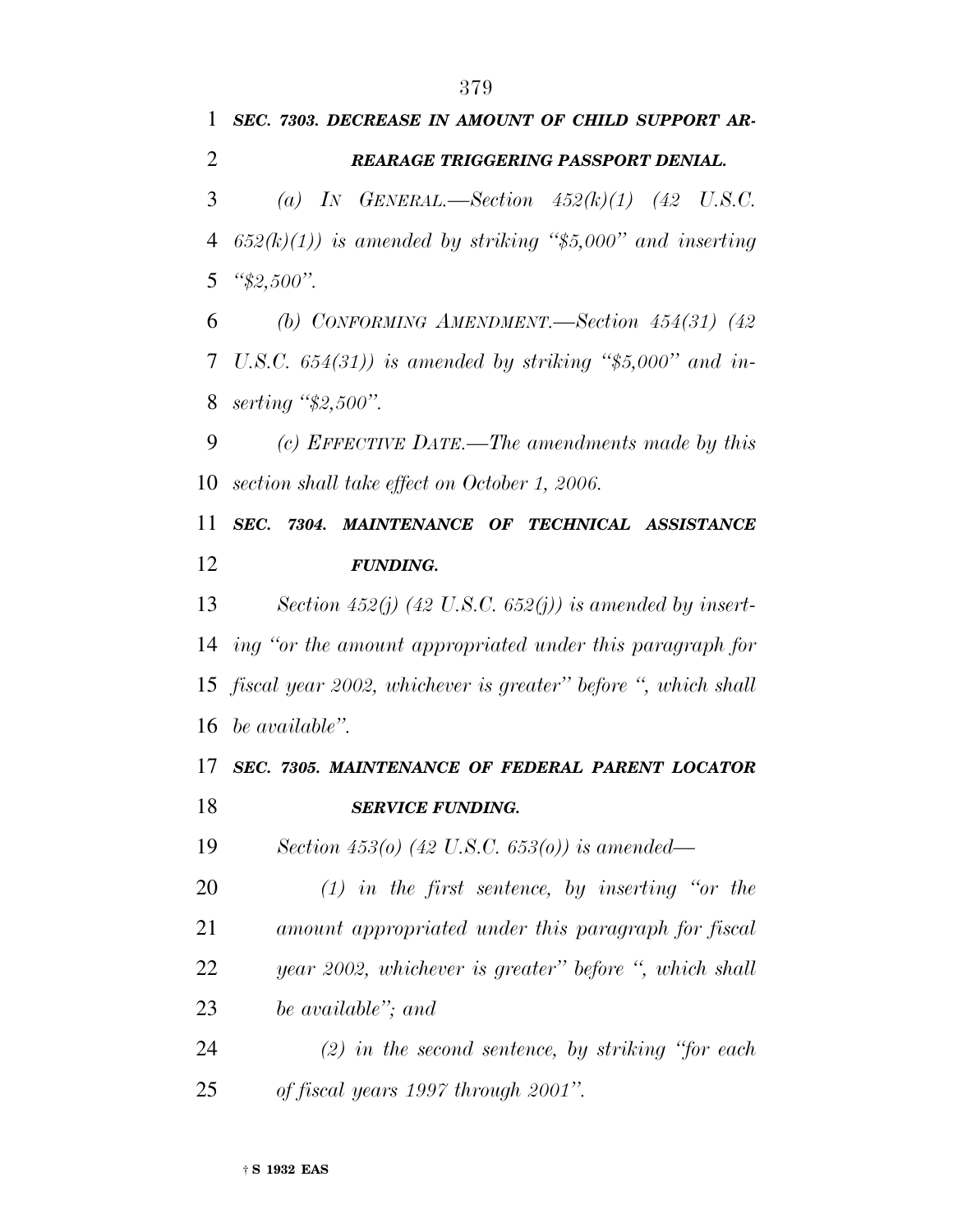***SEC. 7303. DECREASE IN AMOUNT OF CHILD SUPPORT ARREARAGE TRIGGERING PASSPORT DENIAL.***

*(a) IN GENERAL.—Section 452(k)(1) (42 U.S.C. 652(k)(1)) is amended by striking "$5,000" and inserting "$2,500".*

*(b) CONFORMING AMENDMENT.—Section 454(31) (42 U.S.C. 654(31)) is amended by striking "$5,000" and inserting "$2,500".*

*(c) EFFECTIVE DATE.—The amendments made by this section shall take effect on October 1, 2006.*

***SEC. 7304. MAINTENANCE OF TECHNICAL ASSISTANCE FUNDING.***

*Section 452(j) (42 U.S.C. 652(j)) is amended by inserting "or the amount appropriated under this paragraph for fiscal year 2002, whichever is greater" before ", which shall be available".*

***SEC. 7305. MAINTENANCE OF FEDERAL PARENT LOCATOR SERVICE FUNDING.***

*Section 453(o) (42 U.S.C. 653(o)) is amended—*

*(1) in the first sentence, by inserting "or the amount appropriated under this paragraph for fiscal year 2002, whichever is greater" before ", which shall be available"; and*

*(2) in the second sentence, by striking "for each of fiscal years 1997 through 2001".*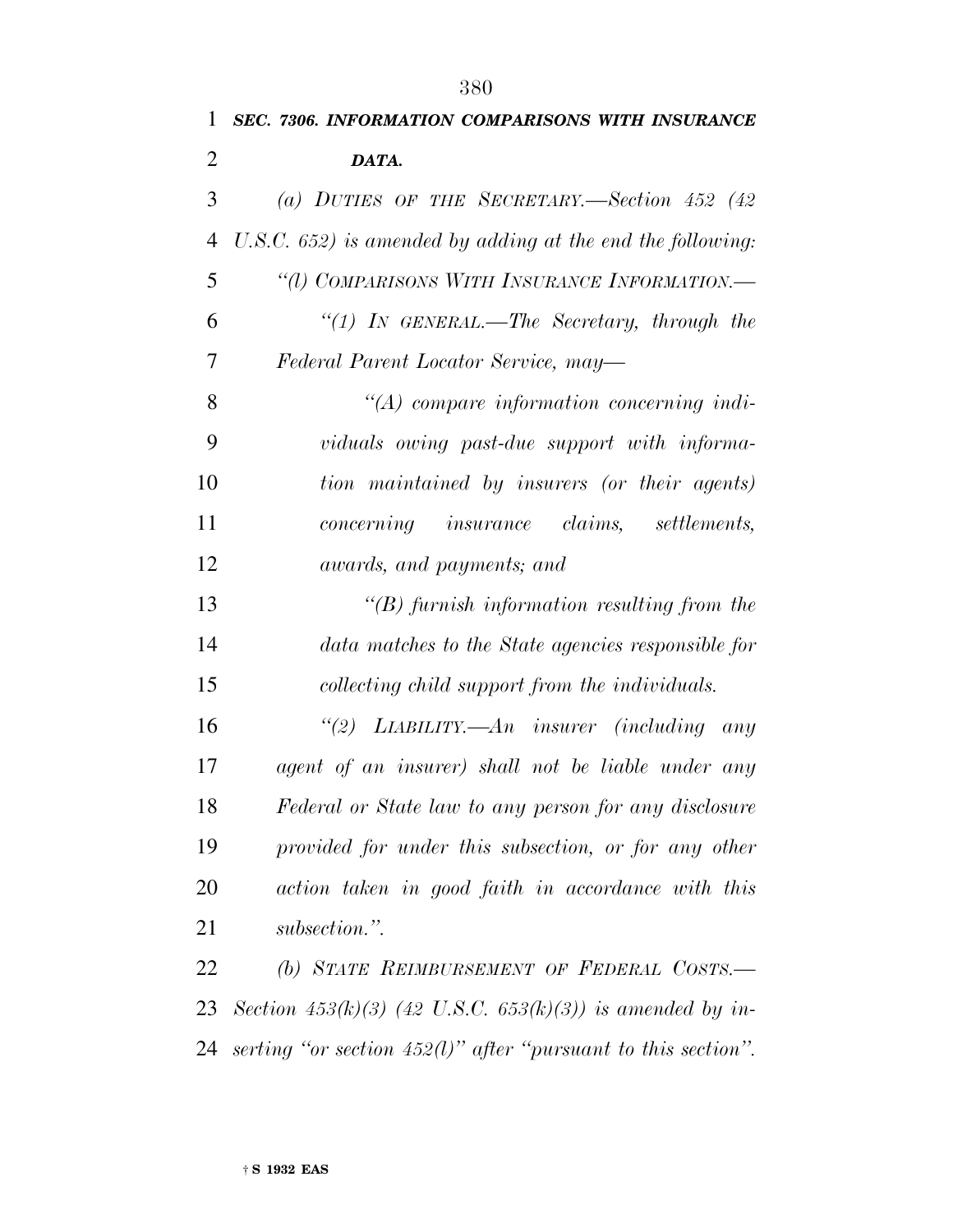### *SEC. 7306. INFORMATION COMPARISONS WITH INSURANCE DATA.*

*(a) DUTIES OF THE SECRETARY.—Section 452 (42 U.S.C. 652) is amended by adding at the end the following:*

*"(l) COMPARISONS WITH INSURANCE INFORMATION.—*

*"(1) IN GENERAL.—The Secretary, through the Federal Parent Locator Service, may—*

*"(A) compare information concerning individuals owing past-due support with information maintained by insurers (or their agents) concerning insurance claims, settlements, awards, and payments; and*

*"(B) furnish information resulting from the data matches to the State agencies responsible for collecting child support from the individuals.*

*"(2) LIABILITY.—An insurer (including any agent of an insurer) shall not be liable under any Federal or State law to any person for any disclosure provided for under this subsection, or for any other action taken in good faith in accordance with this subsection.".*

*(b) STATE REIMBURSEMENT OF FEDERAL COSTS.—Section 453(k)(3) (42 U.S.C. 653(k)(3)) is amended by inserting "or section 452(l)" after "pursuant to this section".*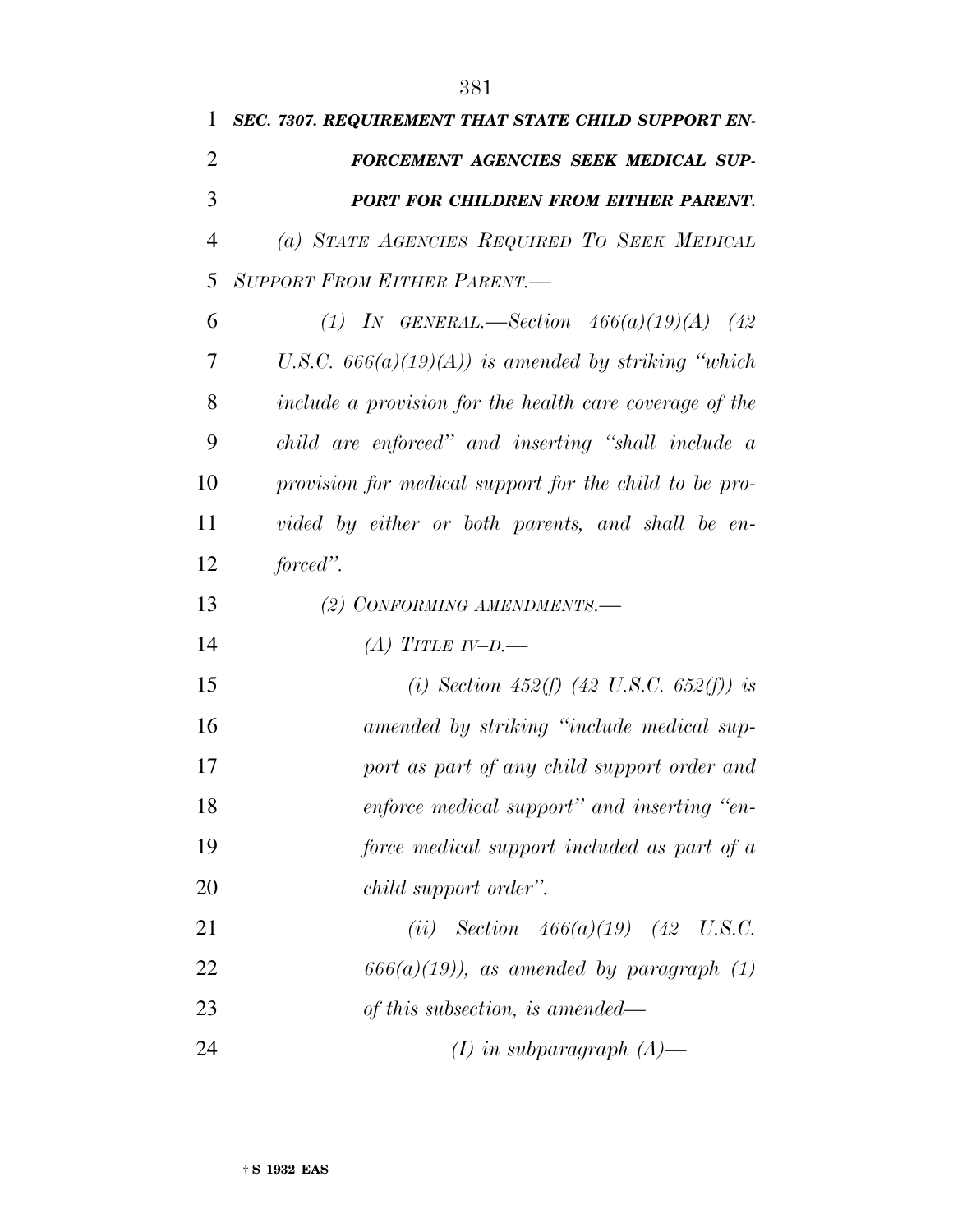***SEC. 7307. REQUIREMENT THAT STATE CHILD SUPPORT ENFORCEMENT AGENCIES SEEK MEDICAL SUPPORT FOR CHILDREN FROM EITHER PARENT.***

*(a) STATE AGENCIES REQUIRED TO SEEK MEDICAL SUPPORT FROM EITHER PARENT.—*

*(1) IN GENERAL.—Section 466(a)(19)(A) (42 U.S.C. 666(a)(19)(A)) is amended by striking "which include a provision for the health care coverage of the child are enforced" and inserting "shall include a provision for medical support for the child to be provided by either or both parents, and shall be enforced".*

*(2) CONFORMING AMENDMENTS.—*

*(A) TITLE IV–D.—*

*(i) Section 452(f) (42 U.S.C. 652(f)) is amended by striking "include medical support as part of any child support order and enforce medical support" and inserting "enforce medical support included as part of a child support order".*

*(ii) Section 466(a)(19) (42 U.S.C. 666(a)(19)), as amended by paragraph (1) of this subsection, is amended—*

*(I) in subparagraph (A)—*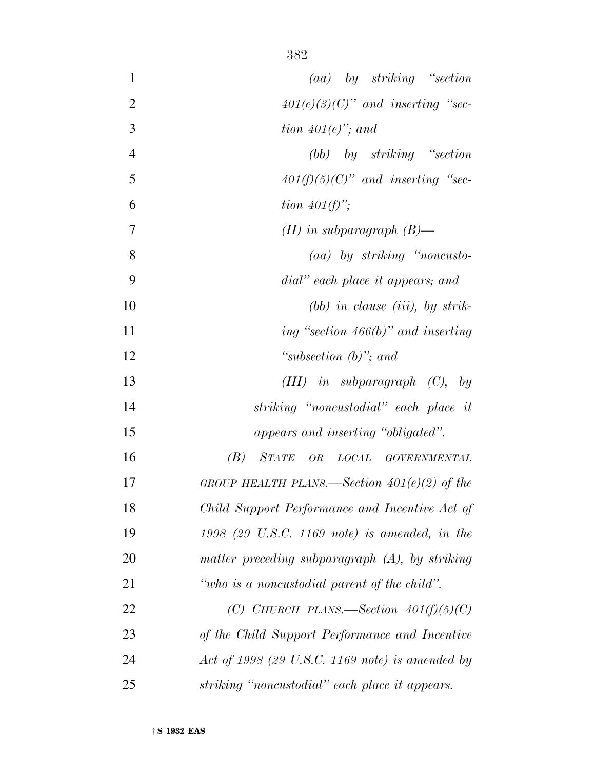*(aa) by striking "section 401(e)(3)(C)" and inserting "section 401(e)"; and*

*(bb) by striking "section 401(f)(5)(C)" and inserting "section 401(f)";*

*(II) in subparagraph (B)—*

*(aa) by striking "noncustodial" each place it appears; and*

*(bb) in clause (iii), by striking "section 466(b)" and inserting "subsection (b)"; and*

*(III) in subparagraph (C), by striking "noncustodial" each place it appears and inserting "obligated".*

*(B) STATE OR LOCAL GOVERNMENTAL GROUP HEALTH PLANS.—Section 401(e)(2) of the Child Support Performance and Incentive Act of 1998 (29 U.S.C. 1169 note) is amended, in the matter preceding subparagraph (A), by striking "who is a noncustodial parent of the child".*

*(C) CHURCH PLANS.—Section 401(f)(5)(C) of the Child Support Performance and Incentive Act of 1998 (29 U.S.C. 1169 note) is amended by striking "noncustodial" each place it appears.*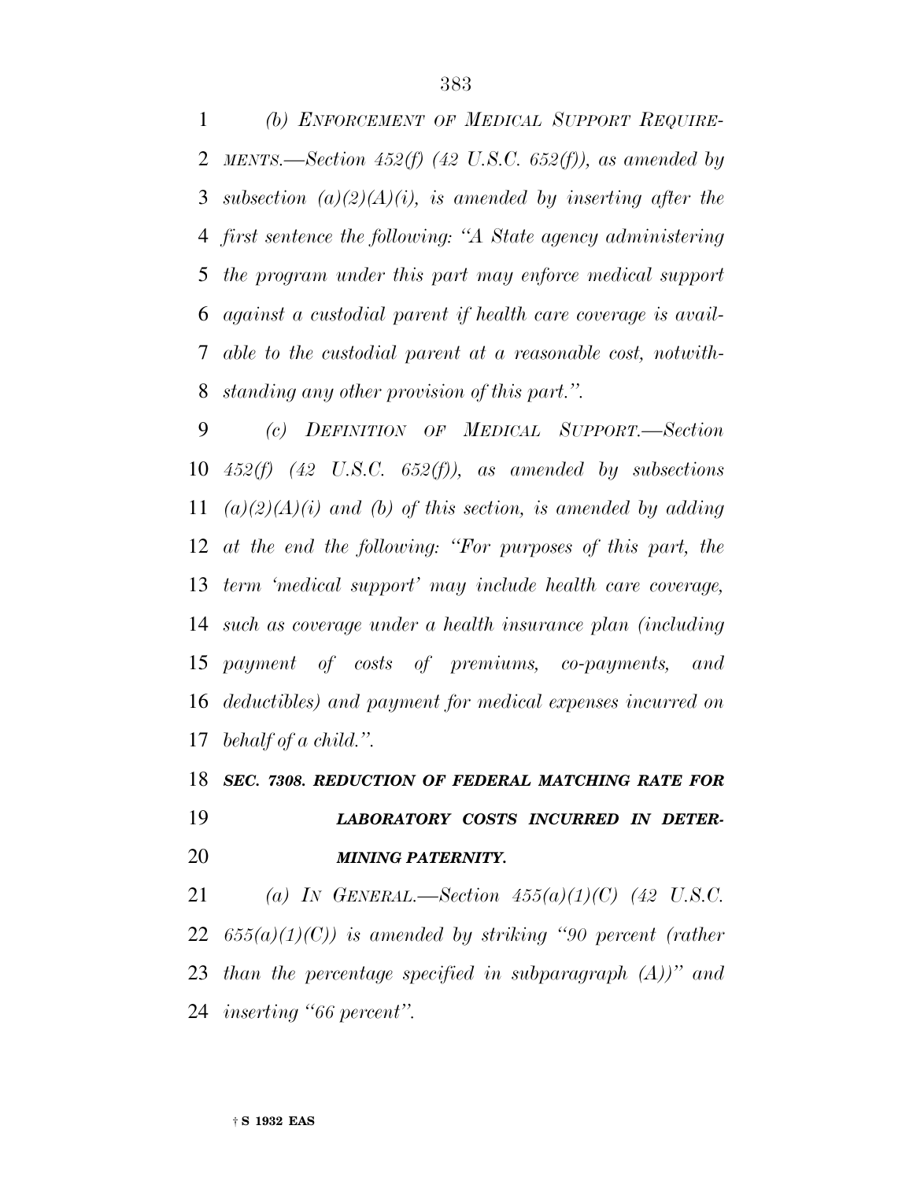*(b) ENFORCEMENT OF MEDICAL SUPPORT REQUIREMENTS.—Section 452(f) (42 U.S.C. 652(f)), as amended by subsection (a)(2)(A)(i), is amended by inserting after the first sentence the following: ''A State agency administering the program under this part may enforce medical support against a custodial parent if health care coverage is available to the custodial parent at a reasonable cost, notwithstanding any other provision of this part.''.*

*(c) DEFINITION OF MEDICAL SUPPORT.—Section 452(f) (42 U.S.C. 652(f)), as amended by subsections (a)(2)(A)(i) and (b) of this section, is amended by adding at the end the following: ''For purposes of this part, the term 'medical support' may include health care coverage, such as coverage under a health insurance plan (including payment of costs of premiums, co-payments, and deductibles) and payment for medical expenses incurred on behalf of a child.''.*

***SEC. 7308. REDUCTION OF FEDERAL MATCHING RATE FOR LABORATORY COSTS INCURRED IN DETERMINING PATERNITY.***

*(a) IN GENERAL.—Section 455(a)(1)(C) (42 U.S.C. 655(a)(1)(C)) is amended by striking ''90 percent (rather than the percentage specified in subparagraph (A))'' and inserting ''66 percent''.*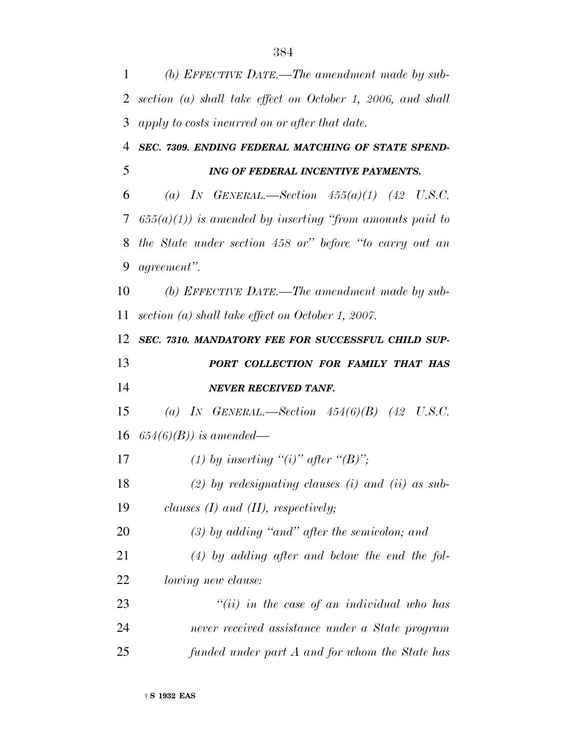*(b) EFFECTIVE DATE.—The amendment made by subsection (a) shall take effect on October 1, 2006, and shall apply to costs incurred on or after that date.*

***SEC. 7309. ENDING FEDERAL MATCHING OF STATE SPENDING OF FEDERAL INCENTIVE PAYMENTS.***

*(a) IN GENERAL.—Section 455(a)(1) (42 U.S.C. 655(a)(1)) is amended by inserting "from amounts paid to the State under section 458 or" before "to carry out an agreement".*

*(b) EFFECTIVE DATE.—The amendment made by subsection (a) shall take effect on October 1, 2007.*

***SEC. 7310. MANDATORY FEE FOR SUCCESSFUL CHILD SUPPORT COLLECTION FOR FAMILY THAT HAS NEVER RECEIVED TANF.***

*(a) IN GENERAL.—Section 454(6)(B) (42 U.S.C. 654(6)(B)) is amended—*

*(1) by inserting "(i)" after "(B)";*

*(2) by redesignating clauses (i) and (ii) as subclauses (I) and (II), respectively;*

*(3) by adding "and" after the semicolon; and*

*(4) by adding after and below the end the following new clause:*

*"(ii) in the case of an individual who has never received assistance under a State program funded under part A and for whom the State has*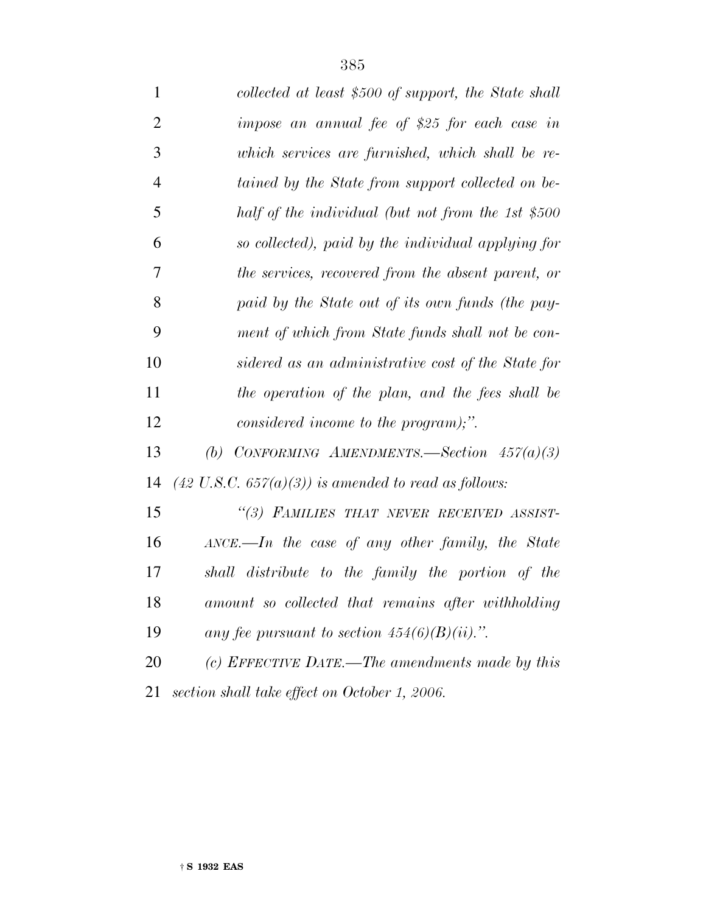*collected at least $500 of support, the State shall impose an annual fee of $25 for each case in which services are furnished, which shall be retained by the State from support collected on behalf of the individual (but not from the 1st $500 so collected), paid by the individual applying for the services, recovered from the absent parent, or paid by the State out of its own funds (the payment of which from State funds shall not be considered as an administrative cost of the State for the operation of the plan, and the fees shall be considered income to the program);".*

*(b) CONFORMING AMENDMENTS.—Section 457(a)(3) (42 U.S.C. 657(a)(3)) is amended to read as follows:*

*"(3) FAMILIES THAT NEVER RECEIVED ASSISTANCE.—In the case of any other family, the State shall distribute to the family the portion of the amount so collected that remains after withholding any fee pursuant to section 454(6)(B)(ii).".*

*(c) EFFECTIVE DATE.—The amendments made by this section shall take effect on October 1, 2006.*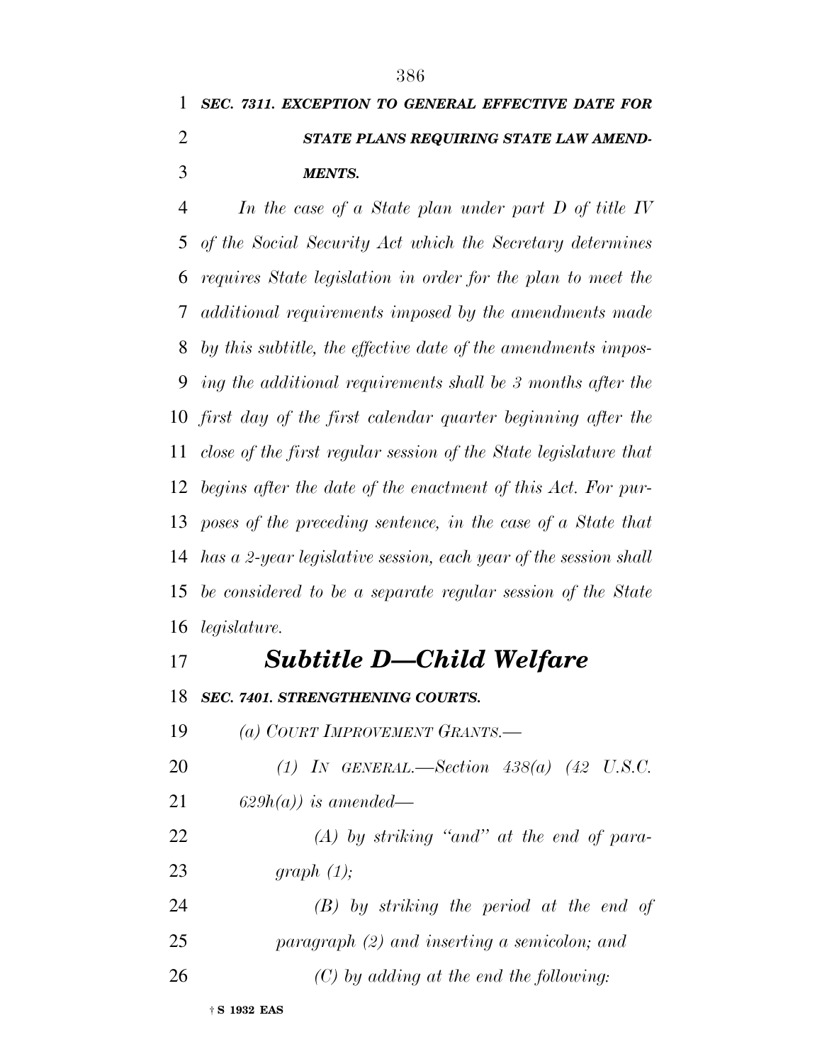***SEC. 7311. EXCEPTION TO GENERAL EFFECTIVE DATE FOR STATE PLANS REQUIRING STATE LAW AMENDMENTS.***

*In the case of a State plan under part D of title IV of the Social Security Act which the Secretary determines requires State legislation in order for the plan to meet the additional requirements imposed by the amendments made by this subtitle, the effective date of the amendments imposing the additional requirements shall be 3 months after the first day of the first calendar quarter beginning after the close of the first regular session of the State legislature that begins after the date of the enactment of this Act. For purposes of the preceding sentence, in the case of a State that has a 2-year legislative session, each year of the session shall be considered to be a separate regular session of the State legislature.*

## ***Subtitle D—Child Welfare***

***SEC. 7401. STRENGTHENING COURTS.***

*(a) COURT IMPROVEMENT GRANTS.—*

*(1) IN GENERAL.—Section 438(a) (42 U.S.C. 629h(a)) is amended—*

*(A) by striking "and" at the end of paragraph (1);*

*(B) by striking the period at the end of paragraph (2) and inserting a semicolon; and*

*(C) by adding at the end the following:*